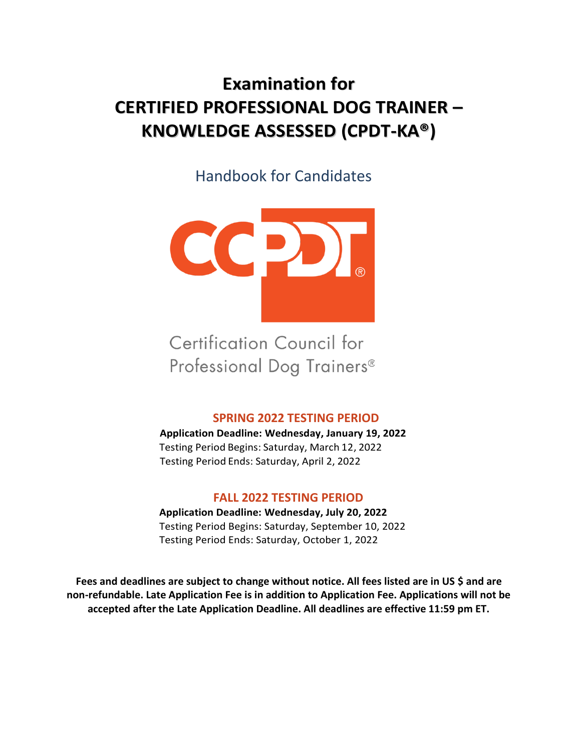# Examination for CERTIFIED PROFESSIONAL DOG TRAINER – KNOWLEDGE ASSESSED (CPDT-KA®)

## Handbook for Candidates

CCPDT®

Certification Council for Professional Dog Trainers®

### SPRING 2022 TESTING PERIOD

**Application Deadline: Wednesday, January 19, 2022**
Testing Period Begins: Saturday, March 12, 2022
Testing Period Ends: Saturday, April 2, 2022

### FALL 2022 TESTING PERIOD

**Application Deadline: Wednesday, July 20, 2022**
Testing Period Begins: Saturday, September 10, 2022
Testing Period Ends: Saturday, October 1, 2022

**Fees and deadlines are subject to change without notice. All fees listed are in US $ and are non-refundable. Late Application Fee is in addition to Application Fee. Applications will not be accepted after the Late Application Deadline. All deadlines are effective 11:59 pm ET.**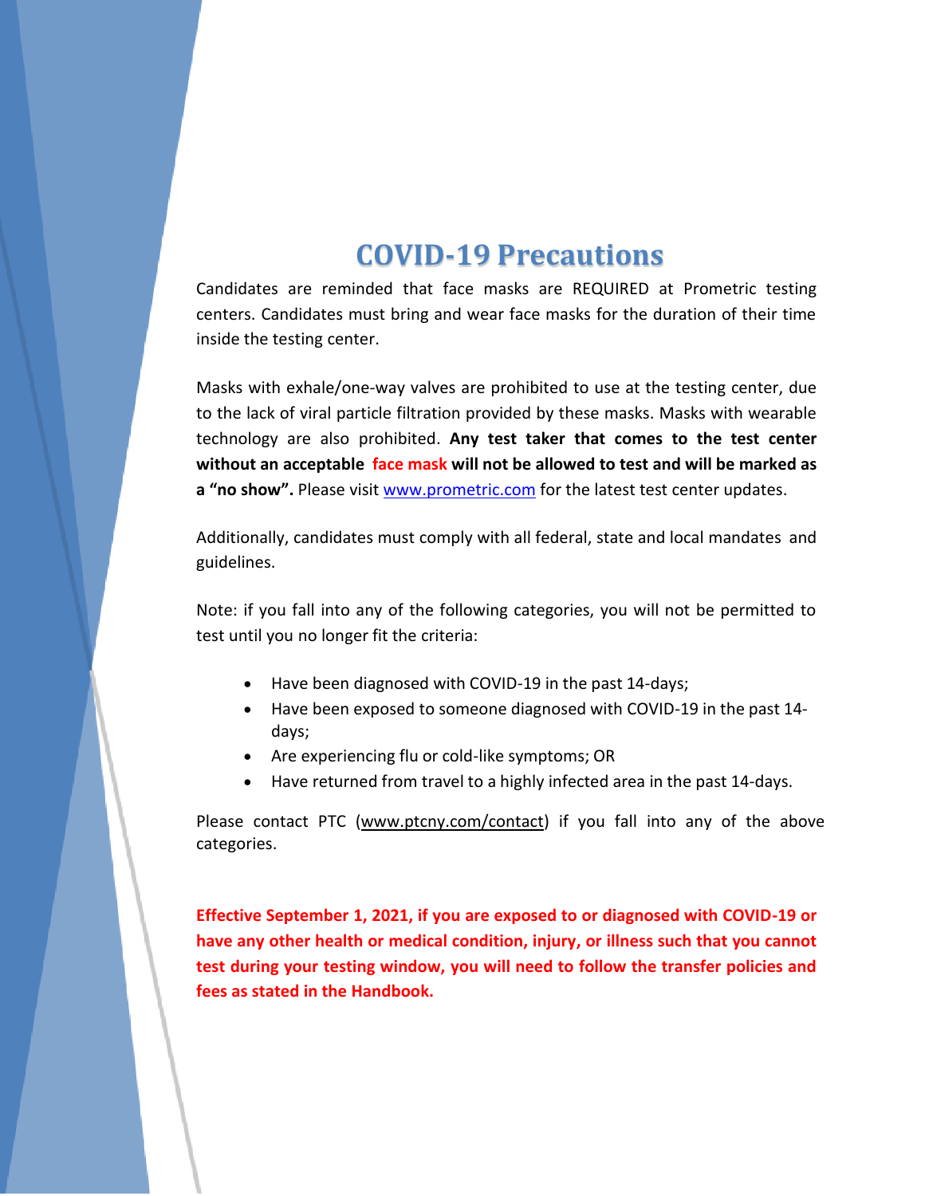# COVID-19 Precautions

Candidates are reminded that face masks are REQUIRED at Prometric testing centers. Candidates must bring and wear face masks for the duration of their time inside the testing center.

Masks with exhale/one-way valves are prohibited to use at the testing center, due to the lack of viral particle filtration provided by these masks. Masks with wearable technology are also prohibited. **Any test taker that comes to the test center without an acceptable face mask will not be allowed to test and will be marked as a "no show".** Please visit www.prometric.com for the latest test center updates.

Additionally, candidates must comply with all federal, state and local mandates and guidelines.

Note: if you fall into any of the following categories, you will not be permitted to test until you no longer fit the criteria:

- Have been diagnosed with COVID-19 in the past 14-days;
- Have been exposed to someone diagnosed with COVID-19 in the past 14-days;
- Are experiencing flu or cold-like symptoms; OR
- Have returned from travel to a highly infected area in the past 14-days.

Please contact PTC (www.ptcny.com/contact) if you fall into any of the above categories.

**Effective September 1, 2021, if you are exposed to or diagnosed with COVID-19 or have any other health or medical condition, injury, or illness such that you cannot test during your testing window, you will need to follow the transfer policies and fees as stated in the Handbook.**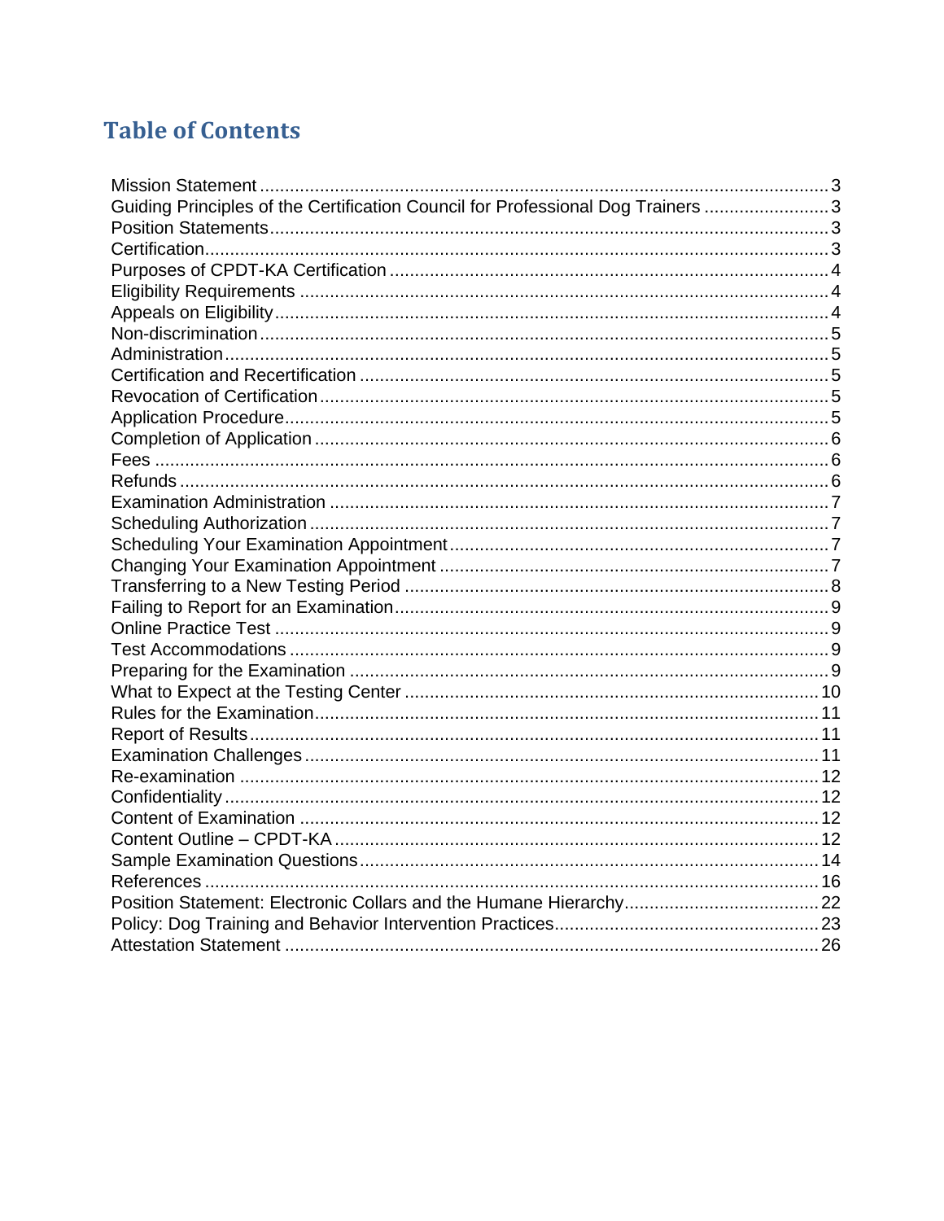# Table of Contents

Mission Statement .......... 3
Guiding Principles of the Certification Council for Professional Dog Trainers .......... 3
Position Statements .......... 3
Certification .......... 3
Purposes of CPDT-KA Certification .......... 4
Eligibility Requirements .......... 4
Appeals on Eligibility .......... 4
Non-discrimination .......... 5
Administration .......... 5
Certification and Recertification .......... 5
Revocation of Certification .......... 5
Application Procedure .......... 5
Completion of Application .......... 6
Fees .......... 6
Refunds .......... 6
Examination Administration .......... 7
Scheduling Authorization .......... 7
Scheduling Your Examination Appointment .......... 7
Changing Your Examination Appointment .......... 7
Transferring to a New Testing Period .......... 8
Failing to Report for an Examination .......... 9
Online Practice Test .......... 9
Test Accommodations .......... 9
Preparing for the Examination .......... 9
What to Expect at the Testing Center .......... 10
Rules for the Examination .......... 11
Report of Results .......... 11
Examination Challenges .......... 11
Re-examination .......... 12
Confidentiality .......... 12
Content of Examination .......... 12
Content Outline – CPDT-KA .......... 12
Sample Examination Questions .......... 14
References .......... 16
Position Statement: Electronic Collars and the Humane Hierarchy .......... 22
Policy: Dog Training and Behavior Intervention Practices .......... 23
Attestation Statement .......... 26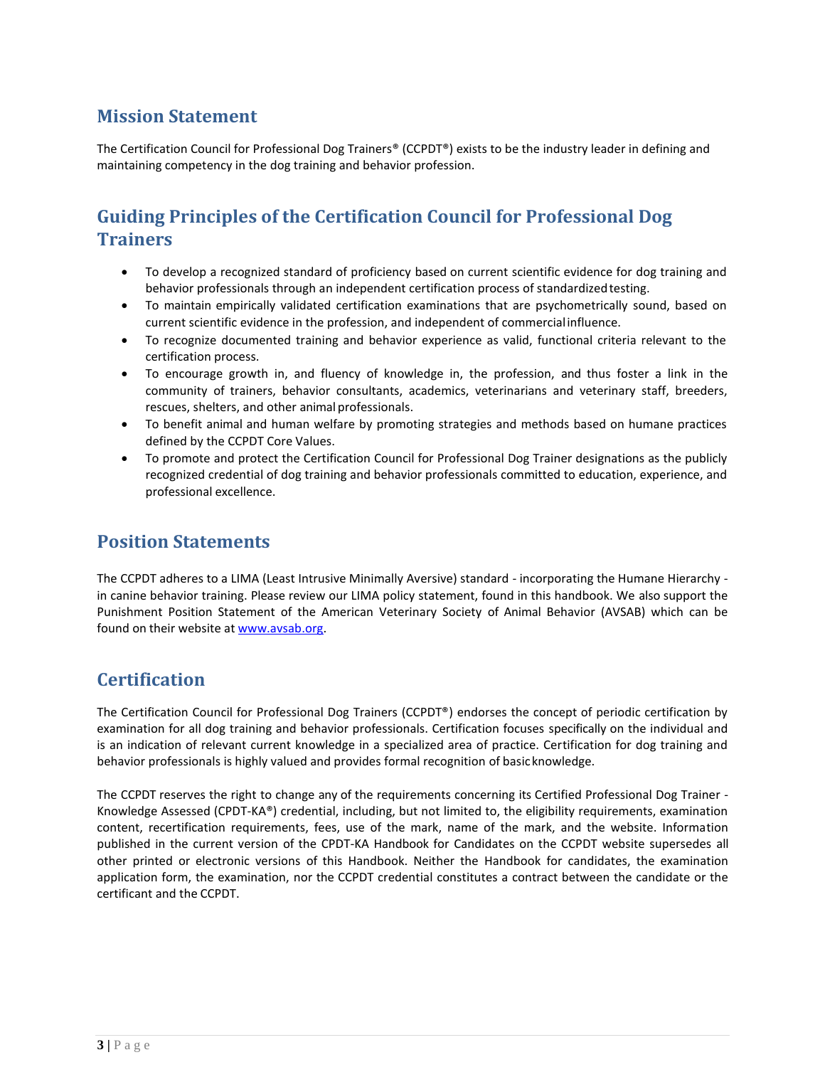## Mission Statement

The Certification Council for Professional Dog Trainers® (CCPDT®) exists to be the industry leader in defining and maintaining competency in the dog training and behavior profession.

## Guiding Principles of the Certification Council for Professional Dog Trainers

- To develop a recognized standard of proficiency based on current scientific evidence for dog training and behavior professionals through an independent certification process of standardized testing.
- To maintain empirically validated certification examinations that are psychometrically sound, based on current scientific evidence in the profession, and independent of commercial influence.
- To recognize documented training and behavior experience as valid, functional criteria relevant to the certification process.
- To encourage growth in, and fluency of knowledge in, the profession, and thus foster a link in the community of trainers, behavior consultants, academics, veterinarians and veterinary staff, breeders, rescues, shelters, and other animal professionals.
- To benefit animal and human welfare by promoting strategies and methods based on humane practices defined by the CCPDT Core Values.
- To promote and protect the Certification Council for Professional Dog Trainer designations as the publicly recognized credential of dog training and behavior professionals committed to education, experience, and professional excellence.

## Position Statements

The CCPDT adheres to a LIMA (Least Intrusive Minimally Aversive) standard - incorporating the Humane Hierarchy - in canine behavior training. Please review our LIMA policy statement, found in this handbook. We also support the Punishment Position Statement of the American Veterinary Society of Animal Behavior (AVSAB) which can be found on their website at www.avsab.org.

## Certification

The Certification Council for Professional Dog Trainers (CCPDT®) endorses the concept of periodic certification by examination for all dog training and behavior professionals. Certification focuses specifically on the individual and is an indication of relevant current knowledge in a specialized area of practice. Certification for dog training and behavior professionals is highly valued and provides formal recognition of basic knowledge.

The CCPDT reserves the right to change any of the requirements concerning its Certified Professional Dog Trainer - Knowledge Assessed (CPDT-KA®) credential, including, but not limited to, the eligibility requirements, examination content, recertification requirements, fees, use of the mark, name of the mark, and the website. Information published in the current version of the CPDT-KA Handbook for Candidates on the CCPDT website supersedes all other printed or electronic versions of this Handbook. Neither the Handbook for candidates, the examination application form, the examination, nor the CCPDT credential constitutes a contract between the candidate or the certificant and the CCPDT.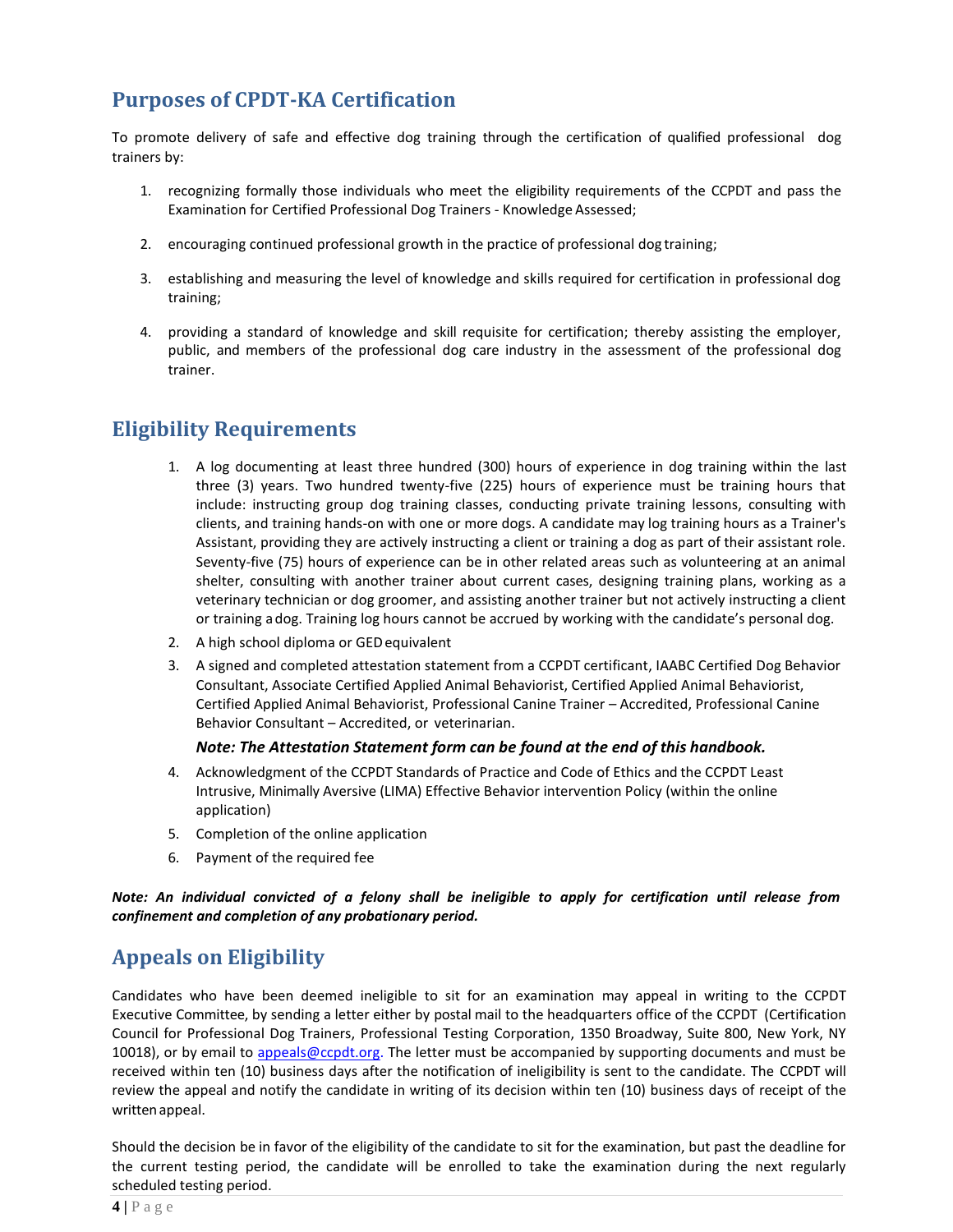## Purposes of CPDT-KA Certification

To promote delivery of safe and effective dog training through the certification of qualified professional dog trainers by:

1. recognizing formally those individuals who meet the eligibility requirements of the CCPDT and pass the Examination for Certified Professional Dog Trainers - Knowledge Assessed;
2. encouraging continued professional growth in the practice of professional dog training;
3. establishing and measuring the level of knowledge and skills required for certification in professional dog training;
4. providing a standard of knowledge and skill requisite for certification; thereby assisting the employer, public, and members of the professional dog care industry in the assessment of the professional dog trainer.

## Eligibility Requirements

1. A log documenting at least three hundred (300) hours of experience in dog training within the last three (3) years. Two hundred twenty-five (225) hours of experience must be training hours that include: instructing group dog training classes, conducting private training lessons, consulting with clients, and training hands-on with one or more dogs. A candidate may log training hours as a Trainer's Assistant, providing they are actively instructing a client or training a dog as part of their assistant role. Seventy-five (75) hours of experience can be in other related areas such as volunteering at an animal shelter, consulting with another trainer about current cases, designing training plans, working as a veterinary technician or dog groomer, and assisting another trainer but not actively instructing a client or training a dog. Training log hours cannot be accrued by working with the candidate's personal dog.
2. A high school diploma or GED equivalent
3. A signed and completed attestation statement from a CCPDT certificant, IAABC Certified Dog Behavior Consultant, Associate Certified Applied Animal Behaviorist, Certified Applied Animal Behaviorist, Certified Applied Animal Behaviorist, Professional Canine Trainer – Accredited, Professional Canine Behavior Consultant – Accredited, or veterinarian.

   ***Note: The Attestation Statement form can be found at the end of this handbook.***

4. Acknowledgment of the CCPDT Standards of Practice and Code of Ethics and the CCPDT Least Intrusive, Minimally Aversive (LIMA) Effective Behavior intervention Policy (within the online application)
5. Completion of the online application
6. Payment of the required fee

***Note: An individual convicted of a felony shall be ineligible to apply for certification until release from confinement and completion of any probationary period.***

## Appeals on Eligibility

Candidates who have been deemed ineligible to sit for an examination may appeal in writing to the CCPDT Executive Committee, by sending a letter either by postal mail to the headquarters office of the CCPDT (Certification Council for Professional Dog Trainers, Professional Testing Corporation, 1350 Broadway, Suite 800, New York, NY 10018), or by email to appeals@ccpdt.org. The letter must be accompanied by supporting documents and must be received within ten (10) business days after the notification of ineligibility is sent to the candidate. The CCPDT will review the appeal and notify the candidate in writing of its decision within ten (10) business days of receipt of the written appeal.

Should the decision be in favor of the eligibility of the candidate to sit for the examination, but past the deadline for the current testing period, the candidate will be enrolled to take the examination during the next regularly scheduled testing period.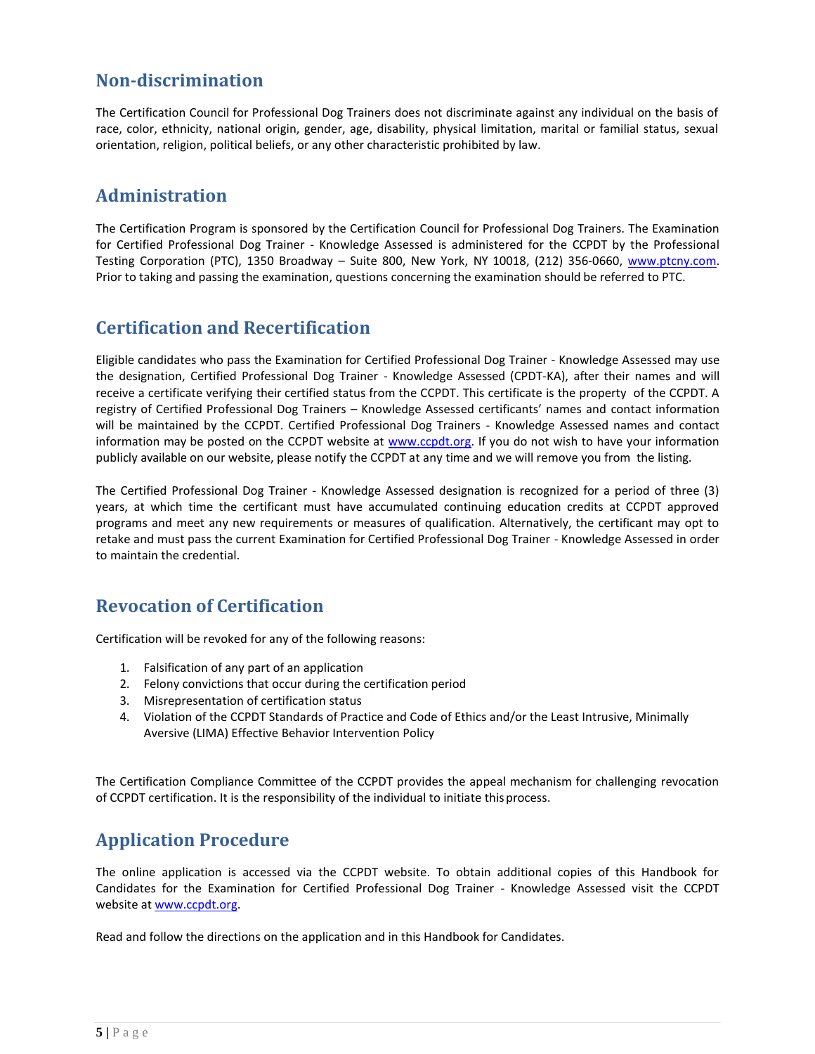## Non-discrimination

The Certification Council for Professional Dog Trainers does not discriminate against any individual on the basis of race, color, ethnicity, national origin, gender, age, disability, physical limitation, marital or familial status, sexual orientation, religion, political beliefs, or any other characteristic prohibited by law.

## Administration

The Certification Program is sponsored by the Certification Council for Professional Dog Trainers. The Examination for Certified Professional Dog Trainer - Knowledge Assessed is administered for the CCPDT by the Professional Testing Corporation (PTC), 1350 Broadway – Suite 800, New York, NY 10018, (212) 356-0660, www.ptcny.com. Prior to taking and passing the examination, questions concerning the examination should be referred to PTC.

## Certification and Recertification

Eligible candidates who pass the Examination for Certified Professional Dog Trainer - Knowledge Assessed may use the designation, Certified Professional Dog Trainer - Knowledge Assessed (CPDT-KA), after their names and will receive a certificate verifying their certified status from the CCPDT. This certificate is the property of the CCPDT. A registry of Certified Professional Dog Trainers – Knowledge Assessed certificants' names and contact information will be maintained by the CCPDT. Certified Professional Dog Trainers - Knowledge Assessed names and contact information may be posted on the CCPDT website at www.ccpdt.org. If you do not wish to have your information publicly available on our website, please notify the CCPDT at any time and we will remove you from the listing.

The Certified Professional Dog Trainer - Knowledge Assessed designation is recognized for a period of three (3) years, at which time the certificant must have accumulated continuing education credits at CCPDT approved programs and meet any new requirements or measures of qualification. Alternatively, the certificant may opt to retake and must pass the current Examination for Certified Professional Dog Trainer - Knowledge Assessed in order to maintain the credential.

## Revocation of Certification

Certification will be revoked for any of the following reasons:

1. Falsification of any part of an application
2. Felony convictions that occur during the certification period
3. Misrepresentation of certification status
4. Violation of the CCPDT Standards of Practice and Code of Ethics and/or the Least Intrusive, Minimally Aversive (LIMA) Effective Behavior Intervention Policy

The Certification Compliance Committee of the CCPDT provides the appeal mechanism for challenging revocation of CCPDT certification. It is the responsibility of the individual to initiate this process.

## Application Procedure

The online application is accessed via the CCPDT website. To obtain additional copies of this Handbook for Candidates for the Examination for Certified Professional Dog Trainer - Knowledge Assessed visit the CCPDT website at www.ccpdt.org.

Read and follow the directions on the application and in this Handbook for Candidates.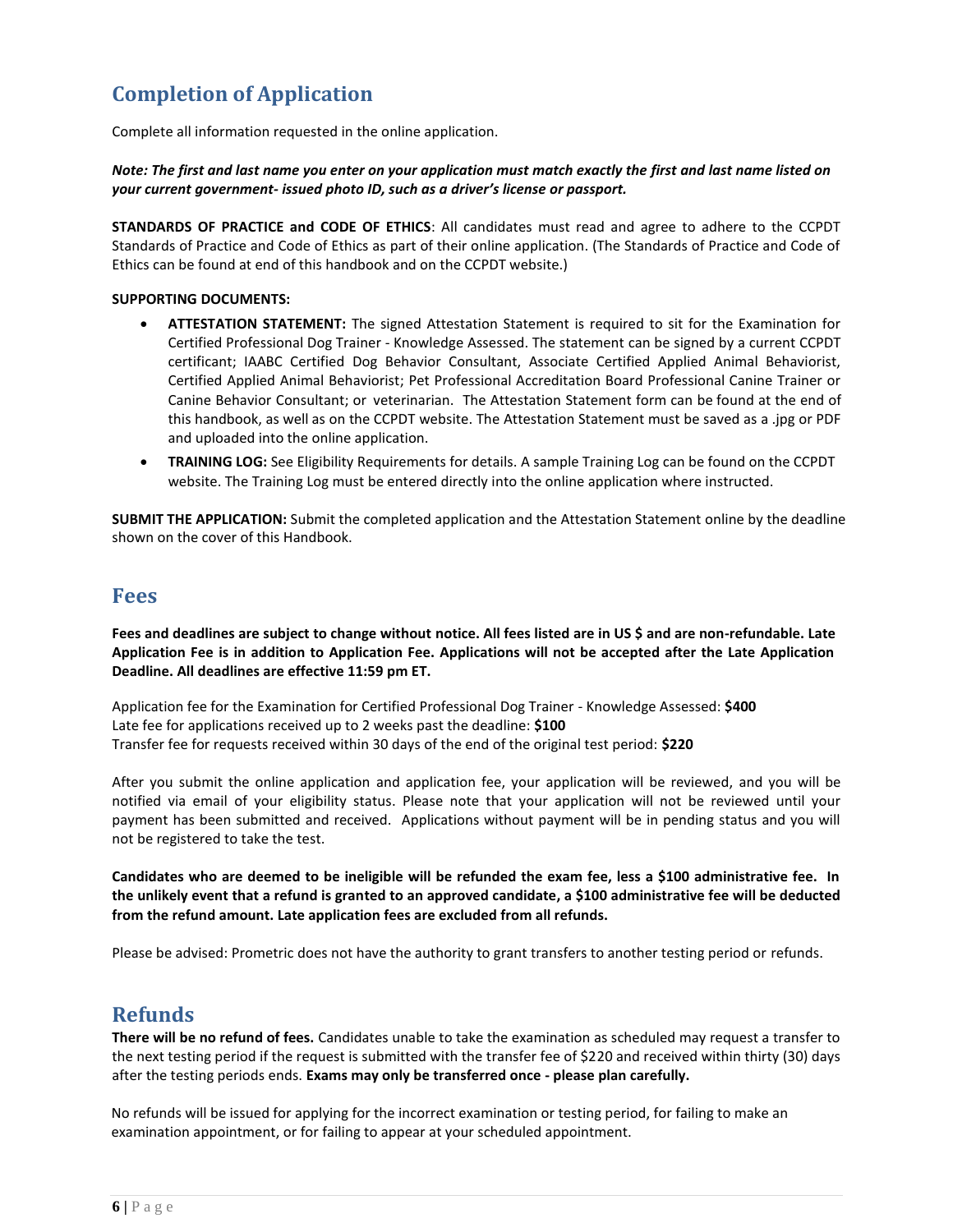## Completion of Application

Complete all information requested in the online application.

***Note: The first and last name you enter on your application must match exactly the first and last name listed on your current government- issued photo ID, such as a driver's license or passport.***

**STANDARDS OF PRACTICE and CODE OF ETHICS**: All candidates must read and agree to adhere to the CCPDT Standards of Practice and Code of Ethics as part of their online application. (The Standards of Practice and Code of Ethics can be found at end of this handbook and on the CCPDT website.)

**SUPPORTING DOCUMENTS:**

- **ATTESTATION STATEMENT:** The signed Attestation Statement is required to sit for the Examination for Certified Professional Dog Trainer - Knowledge Assessed. The statement can be signed by a current CCPDT certificant; IAABC Certified Dog Behavior Consultant, Associate Certified Applied Animal Behaviorist, Certified Applied Animal Behaviorist; Pet Professional Accreditation Board Professional Canine Trainer or Canine Behavior Consultant; or veterinarian. The Attestation Statement form can be found at the end of this handbook, as well as on the CCPDT website. The Attestation Statement must be saved as a .jpg or PDF and uploaded into the online application.
- **TRAINING LOG:** See Eligibility Requirements for details. A sample Training Log can be found on the CCPDT website. The Training Log must be entered directly into the online application where instructed.

**SUBMIT THE APPLICATION:** Submit the completed application and the Attestation Statement online by the deadline shown on the cover of this Handbook.

## Fees

**Fees and deadlines are subject to change without notice. All fees listed are in US $ and are non-refundable. Late Application Fee is in addition to Application Fee. Applications will not be accepted after the Late Application Deadline. All deadlines are effective 11:59 pm ET.**

Application fee for the Examination for Certified Professional Dog Trainer - Knowledge Assessed: **$400**
Late fee for applications received up to 2 weeks past the deadline: **$100**
Transfer fee for requests received within 30 days of the end of the original test period: **$220**

After you submit the online application and application fee, your application will be reviewed, and you will be notified via email of your eligibility status. Please note that your application will not be reviewed until your payment has been submitted and received. Applications without payment will be in pending status and you will not be registered to take the test.

**Candidates who are deemed to be ineligible will be refunded the exam fee, less a $100 administrative fee. In the unlikely event that a refund is granted to an approved candidate, a $100 administrative fee will be deducted from the refund amount. Late application fees are excluded from all refunds.**

Please be advised: Prometric does not have the authority to grant transfers to another testing period or refunds.

## Refunds

**There will be no refund of fees.** Candidates unable to take the examination as scheduled may request a transfer to the next testing period if the request is submitted with the transfer fee of $220 and received within thirty (30) days after the testing periods ends. **Exams may only be transferred once - please plan carefully.**

No refunds will be issued for applying for the incorrect examination or testing period, for failing to make an examination appointment, or for failing to appear at your scheduled appointment.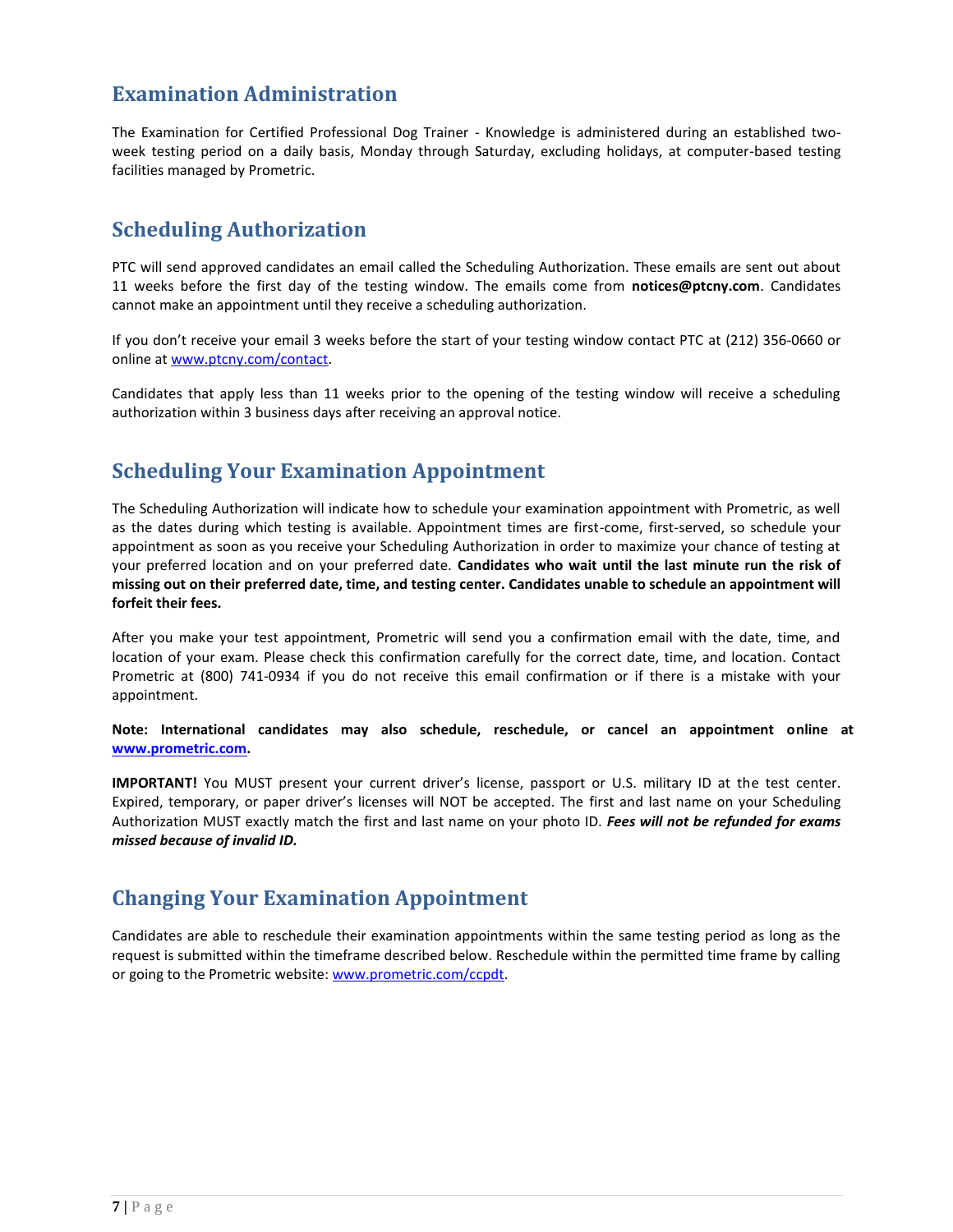## Examination Administration

The Examination for Certified Professional Dog Trainer - Knowledge is administered during an established two-week testing period on a daily basis, Monday through Saturday, excluding holidays, at computer-based testing facilities managed by Prometric.

## Scheduling Authorization

PTC will send approved candidates an email called the Scheduling Authorization. These emails are sent out about 11 weeks before the first day of the testing window. The emails come from **notices@ptcny.com**. Candidates cannot make an appointment until they receive a scheduling authorization.

If you don't receive your email 3 weeks before the start of your testing window contact PTC at (212) 356-0660 or online at [www.ptcny.com/contact](www.ptcny.com/contact).

Candidates that apply less than 11 weeks prior to the opening of the testing window will receive a scheduling authorization within 3 business days after receiving an approval notice.

## Scheduling Your Examination Appointment

The Scheduling Authorization will indicate how to schedule your examination appointment with Prometric, as well as the dates during which testing is available. Appointment times are first-come, first-served, so schedule your appointment as soon as you receive your Scheduling Authorization in order to maximize your chance of testing at your preferred location and on your preferred date. **Candidates who wait until the last minute run the risk of missing out on their preferred date, time, and testing center. Candidates unable to schedule an appointment will forfeit their fees.**

After you make your test appointment, Prometric will send you a confirmation email with the date, time, and location of your exam. Please check this confirmation carefully for the correct date, time, and location. Contact Prometric at (800) 741-0934 if you do not receive this email confirmation or if there is a mistake with your appointment.

**Note: International candidates may also schedule, reschedule, or cancel an appointment online at [www.prometric.com](www.prometric.com).**

**IMPORTANT!** You MUST present your current driver's license, passport or U.S. military ID at the test center. Expired, temporary, or paper driver's licenses will NOT be accepted. The first and last name on your Scheduling Authorization MUST exactly match the first and last name on your photo ID. ***Fees will not be refunded for exams missed because of invalid ID.***

## Changing Your Examination Appointment

Candidates are able to reschedule their examination appointments within the same testing period as long as the request is submitted within the timeframe described below. Reschedule within the permitted time frame by calling or going to the Prometric website: [www.prometric.com/ccpdt](www.prometric.com/ccpdt).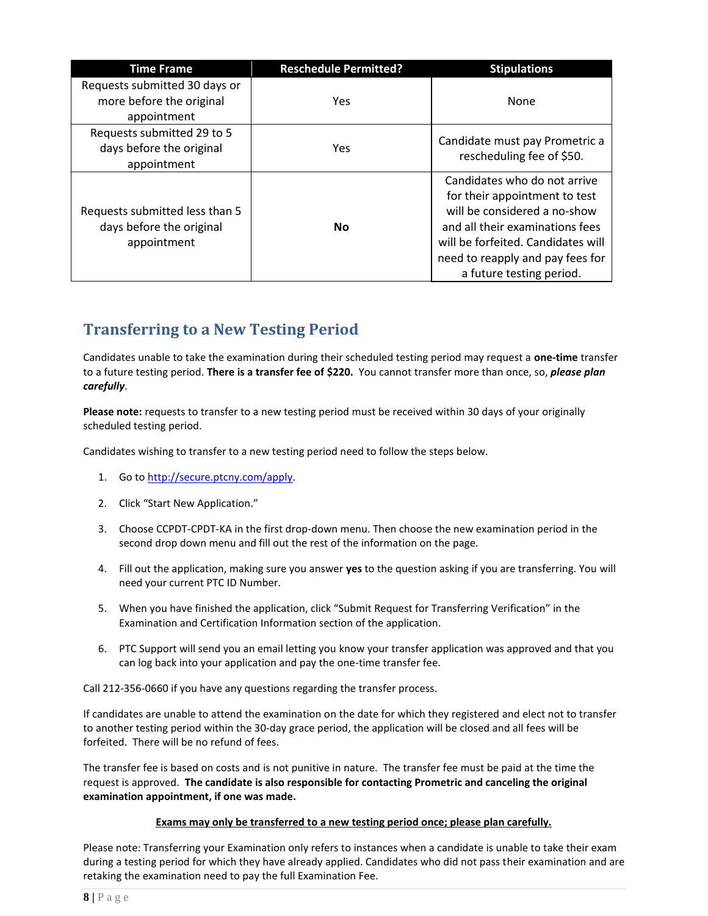| Time Frame | Reschedule Permitted? | Stipulations |
|---|---|---|
| Requests submitted 30 days or more before the original appointment | Yes | None |
| Requests submitted 29 to 5 days before the original appointment | Yes | Candidate must pay Prometric a rescheduling fee of $50. |
| Requests submitted less than 5 days before the original appointment | **No** | Candidates who do not arrive for their appointment to test will be considered a no-show and all their examinations fees will be forfeited. Candidates will need to reapply and pay fees for a future testing period. |

## Transferring to a New Testing Period

Candidates unable to take the examination during their scheduled testing period may request a **one-time** transfer to a future testing period. **There is a transfer fee of $220.** You cannot transfer more than once, so, ***please plan carefully***.

**Please note:** requests to transfer to a new testing period must be received within 30 days of your originally scheduled testing period.

Candidates wishing to transfer to a new testing period need to follow the steps below.

1. Go to http://secure.ptcny.com/apply.
2. Click "Start New Application."
3. Choose CCPDT-CPDT-KA in the first drop-down menu. Then choose the new examination period in the second drop down menu and fill out the rest of the information on the page.
4. Fill out the application, making sure you answer **yes** to the question asking if you are transferring. You will need your current PTC ID Number.
5. When you have finished the application, click "Submit Request for Transferring Verification" in the Examination and Certification Information section of the application.
6. PTC Support will send you an email letting you know your transfer application was approved and that you can log back into your application and pay the one-time transfer fee.

Call 212-356-0660 if you have any questions regarding the transfer process.

If candidates are unable to attend the examination on the date for which they registered and elect not to transfer to another testing period within the 30-day grace period, the application will be closed and all fees will be forfeited. There will be no refund of fees.

The transfer fee is based on costs and is not punitive in nature. The transfer fee must be paid at the time the request is approved. **The candidate is also responsible for contacting Prometric and canceling the original examination appointment, if one was made.**

**Exams may only be transferred to a new testing period once; please plan carefully.**

Please note: Transferring your Examination only refers to instances when a candidate is unable to take their exam during a testing period for which they have already applied. Candidates who did not pass their examination and are retaking the examination need to pay the full Examination Fee.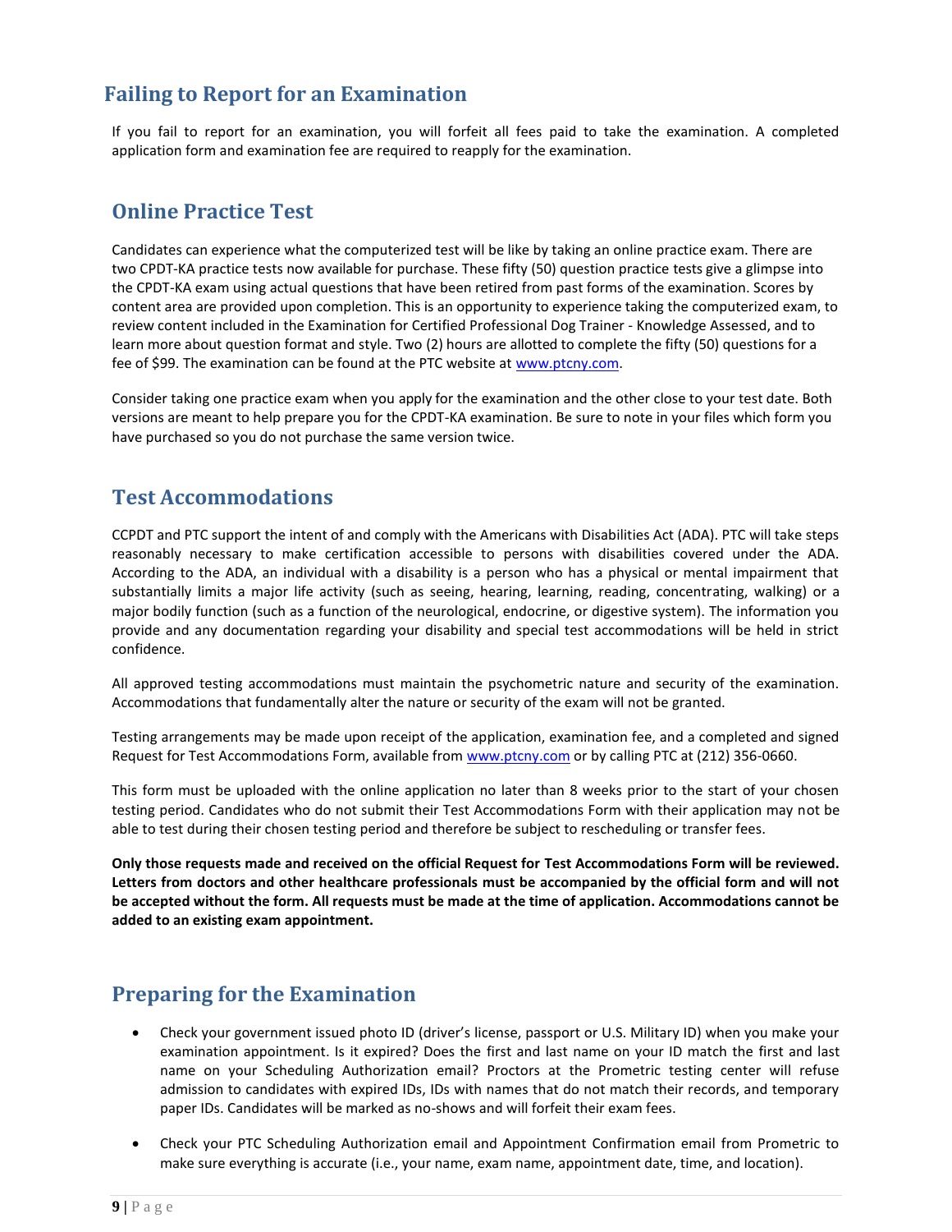## Failing to Report for an Examination

If you fail to report for an examination, you will forfeit all fees paid to take the examination. A completed application form and examination fee are required to reapply for the examination.

## Online Practice Test

Candidates can experience what the computerized test will be like by taking an online practice exam. There are two CPDT-KA practice tests now available for purchase. These fifty (50) question practice tests give a glimpse into the CPDT-KA exam using actual questions that have been retired from past forms of the examination. Scores by content area are provided upon completion. This is an opportunity to experience taking the computerized exam, to review content included in the Examination for Certified Professional Dog Trainer - Knowledge Assessed, and to learn more about question format and style. Two (2) hours are allotted to complete the fifty (50) questions for a fee of $99. The examination can be found at the PTC website at [www.ptcny.com](http://www.ptcny.com).

Consider taking one practice exam when you apply for the examination and the other close to your test date. Both versions are meant to help prepare you for the CPDT-KA examination. Be sure to note in your files which form you have purchased so you do not purchase the same version twice.

## Test Accommodations

CCPDT and PTC support the intent of and comply with the Americans with Disabilities Act (ADA). PTC will take steps reasonably necessary to make certification accessible to persons with disabilities covered under the ADA. According to the ADA, an individual with a disability is a person who has a physical or mental impairment that substantially limits a major life activity (such as seeing, hearing, learning, reading, concentrating, walking) or a major bodily function (such as a function of the neurological, endocrine, or digestive system). The information you provide and any documentation regarding your disability and special test accommodations will be held in strict confidence.

All approved testing accommodations must maintain the psychometric nature and security of the examination. Accommodations that fundamentally alter the nature or security of the exam will not be granted.

Testing arrangements may be made upon receipt of the application, examination fee, and a completed and signed Request for Test Accommodations Form, available from [www.ptcny.com](http://www.ptcny.com) or by calling PTC at (212) 356-0660.

This form must be uploaded with the online application no later than 8 weeks prior to the start of your chosen testing period. Candidates who do not submit their Test Accommodations Form with their application may not be able to test during their chosen testing period and therefore be subject to rescheduling or transfer fees.

**Only those requests made and received on the official Request for Test Accommodations Form will be reviewed. Letters from doctors and other healthcare professionals must be accompanied by the official form and will not be accepted without the form. All requests must be made at the time of application. Accommodations cannot be added to an existing exam appointment.**

## Preparing for the Examination

- Check your government issued photo ID (driver's license, passport or U.S. Military ID) when you make your examination appointment. Is it expired? Does the first and last name on your ID match the first and last name on your Scheduling Authorization email? Proctors at the Prometric testing center will refuse admission to candidates with expired IDs, IDs with names that do not match their records, and temporary paper IDs. Candidates will be marked as no-shows and will forfeit their exam fees.

- Check your PTC Scheduling Authorization email and Appointment Confirmation email from Prometric to make sure everything is accurate (i.e., your name, exam name, appointment date, time, and location).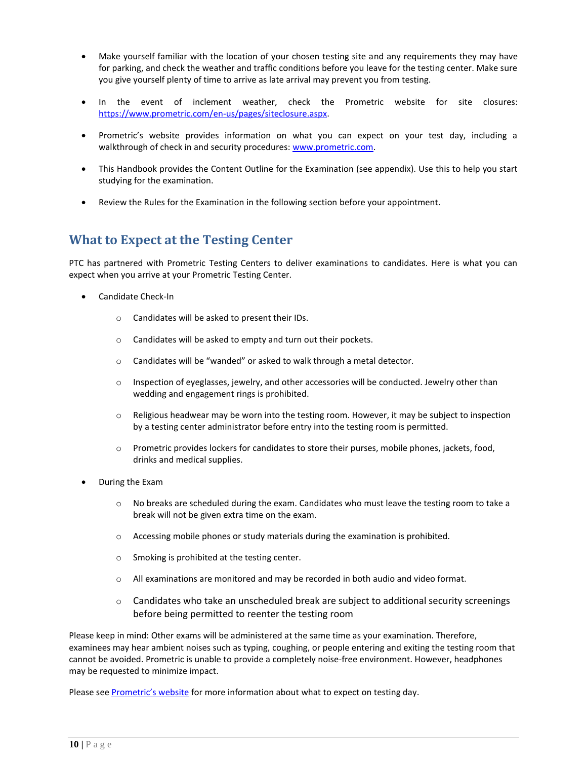- Make yourself familiar with the location of your chosen testing site and any requirements they may have for parking, and check the weather and traffic conditions before you leave for the testing center. Make sure you give yourself plenty of time to arrive as late arrival may prevent you from testing.

- In the event of inclement weather, check the Prometric website for site closures: [https://www.prometric.com/en-us/pages/siteclosure.aspx](https://www.prometric.com/en-us/pages/siteclosure.aspx).

- Prometric's website provides information on what you can expect on your test day, including a walkthrough of check in and security procedures: [www.prometric.com](http://www.prometric.com).

- This Handbook provides the Content Outline for the Examination (see appendix). Use this to help you start studying for the examination.

- Review the Rules for the Examination in the following section before your appointment.

## What to Expect at the Testing Center

PTC has partnered with Prometric Testing Centers to deliver examinations to candidates. Here is what you can expect when you arrive at your Prometric Testing Center.

- Candidate Check-In
  - Candidates will be asked to present their IDs.
  - Candidates will be asked to empty and turn out their pockets.
  - Candidates will be "wanded" or asked to walk through a metal detector.
  - Inspection of eyeglasses, jewelry, and other accessories will be conducted. Jewelry other than wedding and engagement rings is prohibited.
  - Religious headwear may be worn into the testing room. However, it may be subject to inspection by a testing center administrator before entry into the testing room is permitted.
  - Prometric provides lockers for candidates to store their purses, mobile phones, jackets, food, drinks and medical supplies.

- During the Exam
  - No breaks are scheduled during the exam. Candidates who must leave the testing room to take a break will not be given extra time on the exam.
  - Accessing mobile phones or study materials during the examination is prohibited.
  - Smoking is prohibited at the testing center.
  - All examinations are monitored and may be recorded in both audio and video format.
  - Candidates who take an unscheduled break are subject to additional security screenings before being permitted to reenter the testing room

Please keep in mind: Other exams will be administered at the same time as your examination. Therefore, examinees may hear ambient noises such as typing, coughing, or people entering and exiting the testing room that cannot be avoided. Prometric is unable to provide a completely noise-free environment. However, headphones may be requested to minimize impact.

Please see Prometric's website for more information about what to expect on testing day.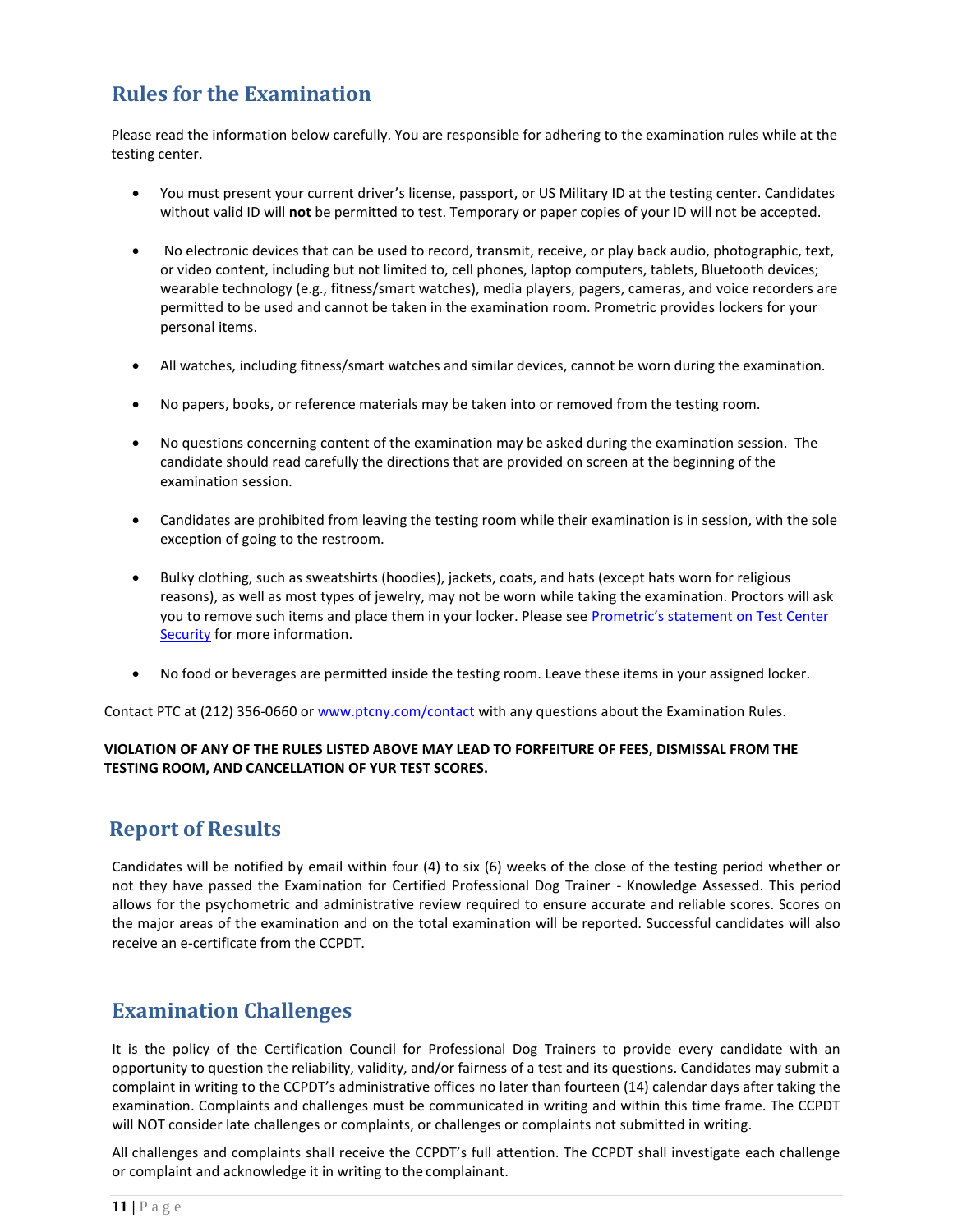## Rules for the Examination

Please read the information below carefully. You are responsible for adhering to the examination rules while at the testing center.

- You must present your current driver's license, passport, or US Military ID at the testing center. Candidates without valid ID will **not** be permitted to test. Temporary or paper copies of your ID will not be accepted.

- No electronic devices that can be used to record, transmit, receive, or play back audio, photographic, text, or video content, including but not limited to, cell phones, laptop computers, tablets, Bluetooth devices; wearable technology (e.g., fitness/smart watches), media players, pagers, cameras, and voice recorders are permitted to be used and cannot be taken in the examination room. Prometric provides lockers for your personal items.

- All watches, including fitness/smart watches and similar devices, cannot be worn during the examination.

- No papers, books, or reference materials may be taken into or removed from the testing room.

- No questions concerning content of the examination may be asked during the examination session. The candidate should read carefully the directions that are provided on screen at the beginning of the examination session.

- Candidates are prohibited from leaving the testing room while their examination is in session, with the sole exception of going to the restroom.

- Bulky clothing, such as sweatshirts (hoodies), jackets, coats, and hats (except hats worn for religious reasons), as well as most types of jewelry, may not be worn while taking the examination. Proctors will ask you to remove such items and place them in your locker. Please see [Prometric's statement on Test Center Security]() for more information.

- No food or beverages are permitted inside the testing room. Leave these items in your assigned locker.

Contact PTC at (212) 356-0660 or [www.ptcny.com/contact]() with any questions about the Examination Rules.

**VIOLATION OF ANY OF THE RULES LISTED ABOVE MAY LEAD TO FORFEITURE OF FEES, DISMISSAL FROM THE TESTING ROOM, AND CANCELLATION OF YUR TEST SCORES.**

## Report of Results

Candidates will be notified by email within four (4) to six (6) weeks of the close of the testing period whether or not they have passed the Examination for Certified Professional Dog Trainer - Knowledge Assessed. This period allows for the psychometric and administrative review required to ensure accurate and reliable scores. Scores on the major areas of the examination and on the total examination will be reported. Successful candidates will also receive an e-certificate from the CCPDT.

## Examination Challenges

It is the policy of the Certification Council for Professional Dog Trainers to provide every candidate with an opportunity to question the reliability, validity, and/or fairness of a test and its questions. Candidates may submit a complaint in writing to the CCPDT's administrative offices no later than fourteen (14) calendar days after taking the examination. Complaints and challenges must be communicated in writing and within this time frame. The CCPDT will NOT consider late challenges or complaints, or challenges or complaints not submitted in writing.

All challenges and complaints shall receive the CCPDT's full attention. The CCPDT shall investigate each challenge or complaint and acknowledge it in writing to the complainant.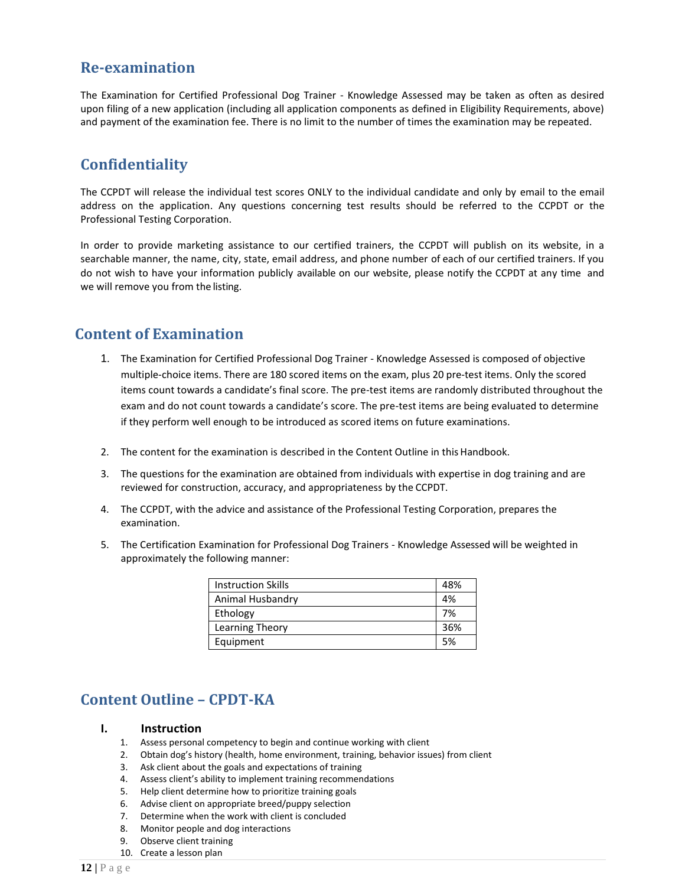## Re-examination

The Examination for Certified Professional Dog Trainer - Knowledge Assessed may be taken as often as desired upon filing of a new application (including all application components as defined in Eligibility Requirements, above) and payment of the examination fee. There is no limit to the number of times the examination may be repeated.

## Confidentiality

The CCPDT will release the individual test scores ONLY to the individual candidate and only by email to the email address on the application. Any questions concerning test results should be referred to the CCPDT or the Professional Testing Corporation.

In order to provide marketing assistance to our certified trainers, the CCPDT will publish on its website, in a searchable manner, the name, city, state, email address, and phone number of each of our certified trainers. If you do not wish to have your information publicly available on our website, please notify the CCPDT at any time and we will remove you from the listing.

## Content of Examination

1. The Examination for Certified Professional Dog Trainer - Knowledge Assessed is composed of objective multiple-choice items. There are 180 scored items on the exam, plus 20 pre-test items. Only the scored items count towards a candidate's final score. The pre-test items are randomly distributed throughout the exam and do not count towards a candidate's score. The pre-test items are being evaluated to determine if they perform well enough to be introduced as scored items on future examinations.

2. The content for the examination is described in the Content Outline in this Handbook.

3. The questions for the examination are obtained from individuals with expertise in dog training and are reviewed for construction, accuracy, and appropriateness by the CCPDT.

4. The CCPDT, with the advice and assistance of the Professional Testing Corporation, prepares the examination.

5. The Certification Examination for Professional Dog Trainers - Knowledge Assessed will be weighted in approximately the following manner:

| Instruction Skills | 48% |
|---|---|
| Animal Husbandry | 4% |
| Ethology | 7% |
| Learning Theory | 36% |
| Equipment | 5% |

## Content Outline – CPDT-KA

### I. Instruction

1. Assess personal competency to begin and continue working with client
2. Obtain dog's history (health, home environment, training, behavior issues) from client
3. Ask client about the goals and expectations of training
4. Assess client's ability to implement training recommendations
5. Help client determine how to prioritize training goals
6. Advise client on appropriate breed/puppy selection
7. Determine when the work with client is concluded
8. Monitor people and dog interactions
9. Observe client training
10. Create a lesson plan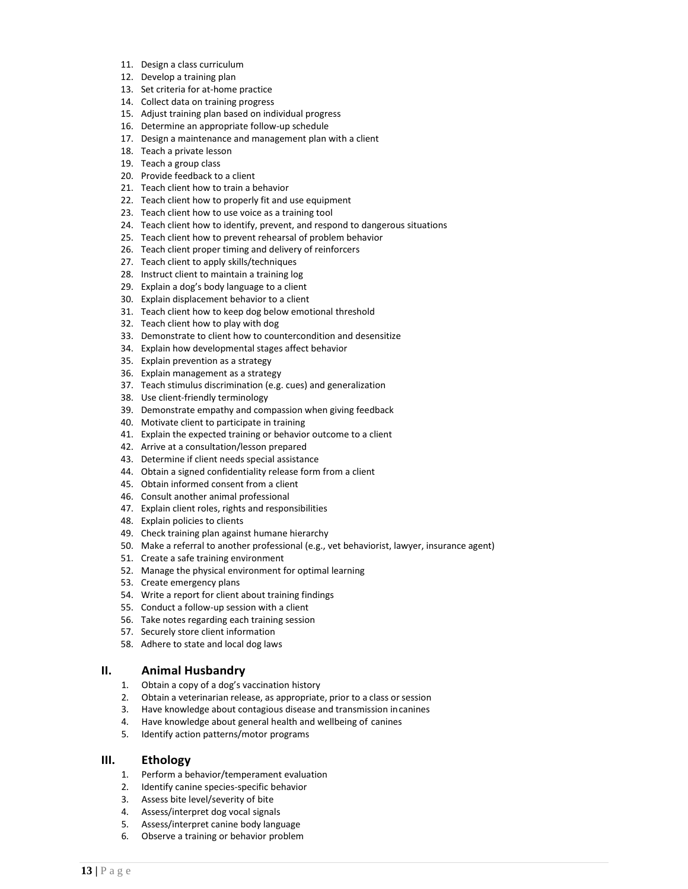11. Design a class curriculum
12. Develop a training plan
13. Set criteria for at-home practice
14. Collect data on training progress
15. Adjust training plan based on individual progress
16. Determine an appropriate follow-up schedule
17. Design a maintenance and management plan with a client
18. Teach a private lesson
19. Teach a group class
20. Provide feedback to a client
21. Teach client how to train a behavior
22. Teach client how to properly fit and use equipment
23. Teach client how to use voice as a training tool
24. Teach client how to identify, prevent, and respond to dangerous situations
25. Teach client how to prevent rehearsal of problem behavior
26. Teach client proper timing and delivery of reinforcers
27. Teach client to apply skills/techniques
28. Instruct client to maintain a training log
29. Explain a dog's body language to a client
30. Explain displacement behavior to a client
31. Teach client how to keep dog below emotional threshold
32. Teach client how to play with dog
33. Demonstrate to client how to countercondition and desensitize
34. Explain how developmental stages affect behavior
35. Explain prevention as a strategy
36. Explain management as a strategy
37. Teach stimulus discrimination (e.g. cues) and generalization
38. Use client-friendly terminology
39. Demonstrate empathy and compassion when giving feedback
40. Motivate client to participate in training
41. Explain the expected training or behavior outcome to a client
42. Arrive at a consultation/lesson prepared
43. Determine if client needs special assistance
44. Obtain a signed confidentiality release form from a client
45. Obtain informed consent from a client
46. Consult another animal professional
47. Explain client roles, rights and responsibilities
48. Explain policies to clients
49. Check training plan against humane hierarchy
50. Make a referral to another professional (e.g., vet behaviorist, lawyer, insurance agent)
51. Create a safe training environment
52. Manage the physical environment for optimal learning
53. Create emergency plans
54. Write a report for client about training findings
55. Conduct a follow-up session with a client
56. Take notes regarding each training session
57. Securely store client information
58. Adhere to state and local dog laws

## II. Animal Husbandry

1. Obtain a copy of a dog's vaccination history
2. Obtain a veterinarian release, as appropriate, prior to a class or session
3. Have knowledge about contagious disease and transmission in canines
4. Have knowledge about general health and wellbeing of canines
5. Identify action patterns/motor programs

## III. Ethology

1. Perform a behavior/temperament evaluation
2. Identify canine species-specific behavior
3. Assess bite level/severity of bite
4. Assess/interpret dog vocal signals
5. Assess/interpret canine body language
6. Observe a training or behavior problem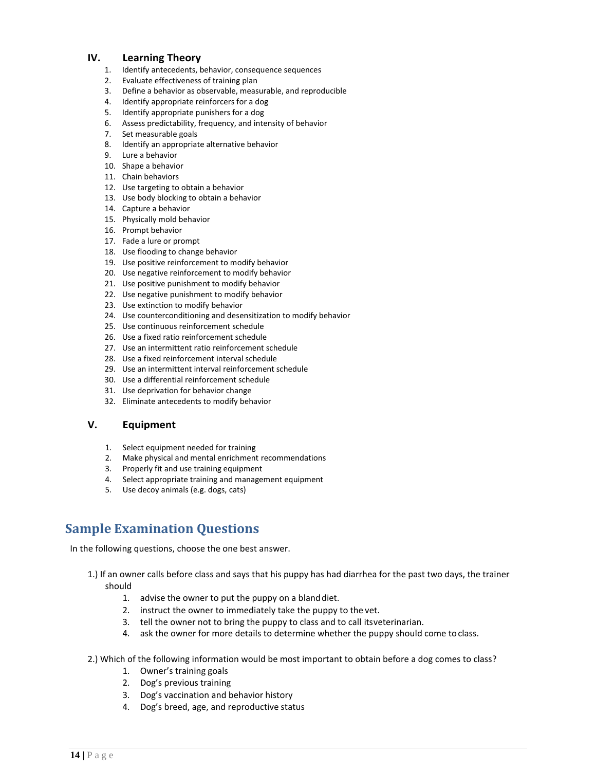## IV. Learning Theory

1. Identify antecedents, behavior, consequence sequences
2. Evaluate effectiveness of training plan
3. Define a behavior as observable, measurable, and reproducible
4. Identify appropriate reinforcers for a dog
5. Identify appropriate punishers for a dog
6. Assess predictability, frequency, and intensity of behavior
7. Set measurable goals
8. Identify an appropriate alternative behavior
9. Lure a behavior
10. Shape a behavior
11. Chain behaviors
12. Use targeting to obtain a behavior
13. Use body blocking to obtain a behavior
14. Capture a behavior
15. Physically mold behavior
16. Prompt behavior
17. Fade a lure or prompt
18. Use flooding to change behavior
19. Use positive reinforcement to modify behavior
20. Use negative reinforcement to modify behavior
21. Use positive punishment to modify behavior
22. Use negative punishment to modify behavior
23. Use extinction to modify behavior
24. Use counterconditioning and desensitization to modify behavior
25. Use continuous reinforcement schedule
26. Use a fixed ratio reinforcement schedule
27. Use an intermittent ratio reinforcement schedule
28. Use a fixed reinforcement interval schedule
29. Use an intermittent interval reinforcement schedule
30. Use a differential reinforcement schedule
31. Use deprivation for behavior change
32. Eliminate antecedents to modify behavior

## V. Equipment

1. Select equipment needed for training
2. Make physical and mental enrichment recommendations
3. Properly fit and use training equipment
4. Select appropriate training and management equipment
5. Use decoy animals (e.g. dogs, cats)

# Sample Examination Questions

In the following questions, choose the one best answer.

1.) If an owner calls before class and says that his puppy has had diarrhea for the past two days, the trainer should

1. advise the owner to put the puppy on a bland diet.
2. instruct the owner to immediately take the puppy to the vet.
3. tell the owner not to bring the puppy to class and to call its veterinarian.
4. ask the owner for more details to determine whether the puppy should come to class.

2.) Which of the following information would be most important to obtain before a dog comes to class?

1. Owner's training goals
2. Dog's previous training
3. Dog's vaccination and behavior history
4. Dog's breed, age, and reproductive status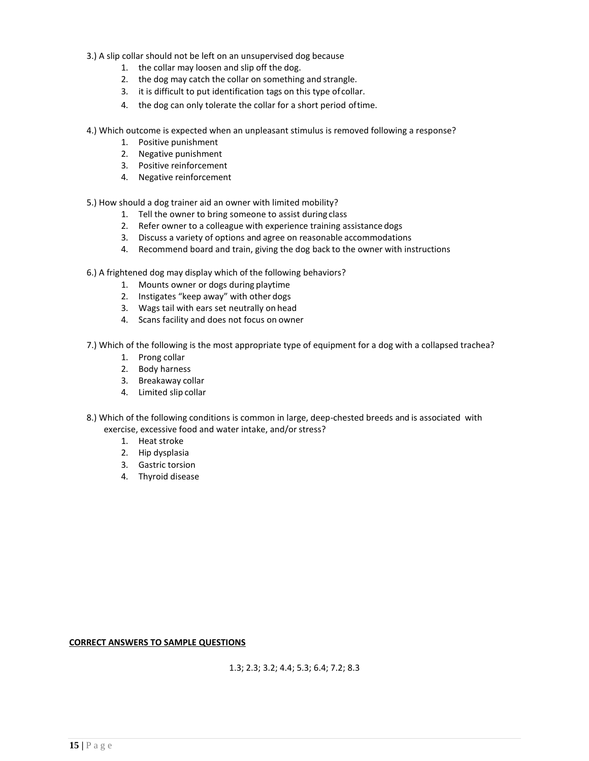3.) A slip collar should not be left on an unsupervised dog because

1. the collar may loosen and slip off the dog.
2. the dog may catch the collar on something and strangle.
3. it is difficult to put identification tags on this type of collar.
4. the dog can only tolerate the collar for a short period of time.

4.) Which outcome is expected when an unpleasant stimulus is removed following a response?

1. Positive punishment
2. Negative punishment
3. Positive reinforcement
4. Negative reinforcement

5.) How should a dog trainer aid an owner with limited mobility?

1. Tell the owner to bring someone to assist during class
2. Refer owner to a colleague with experience training assistance dogs
3. Discuss a variety of options and agree on reasonable accommodations
4. Recommend board and train, giving the dog back to the owner with instructions

6.) A frightened dog may display which of the following behaviors?

1. Mounts owner or dogs during playtime
2. Instigates "keep away" with other dogs
3. Wags tail with ears set neutrally on head
4. Scans facility and does not focus on owner

7.) Which of the following is the most appropriate type of equipment for a dog with a collapsed trachea?

1. Prong collar
2. Body harness
3. Breakaway collar
4. Limited slip collar

8.) Which of the following conditions is common in large, deep-chested breeds and is associated with exercise, excessive food and water intake, and/or stress?

1. Heat stroke
2. Hip dysplasia
3. Gastric torsion
4. Thyroid disease

**CORRECT ANSWERS TO SAMPLE QUESTIONS**

1.3; 2.3; 3.2; 4.4; 5.3; 6.4; 7.2; 8.3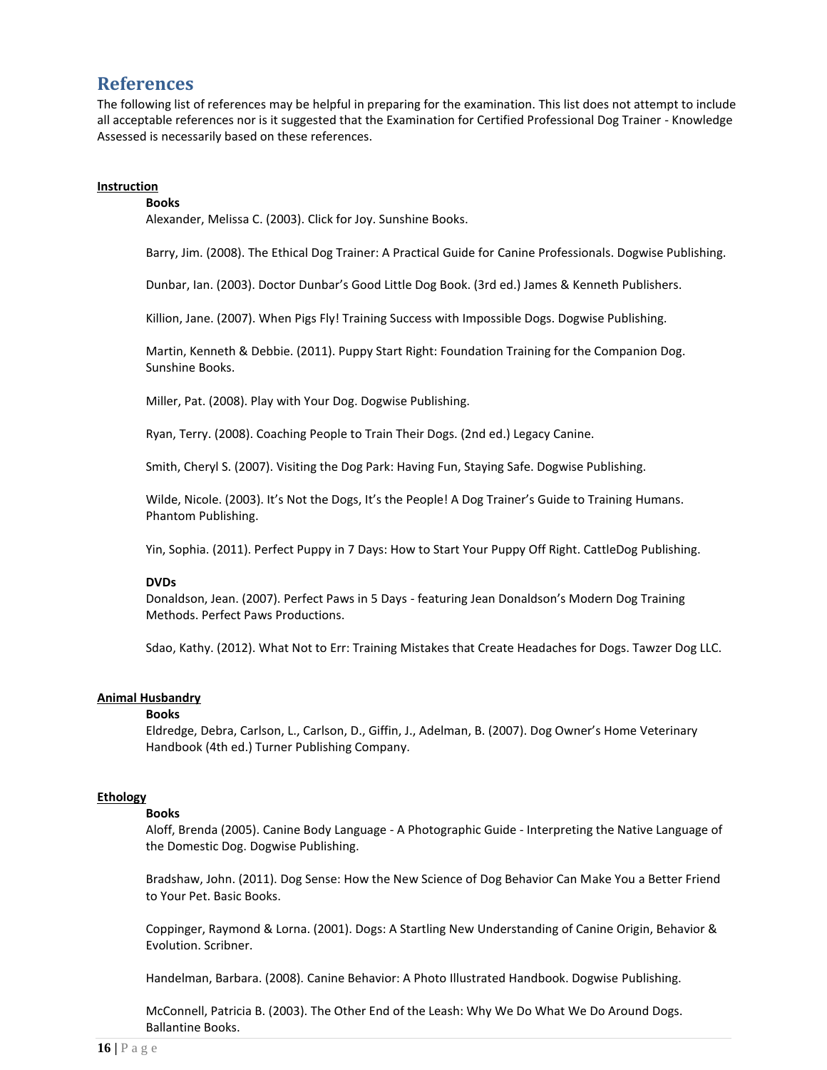# References

The following list of references may be helpful in preparing for the examination. This list does not attempt to include all acceptable references nor is it suggested that the Examination for Certified Professional Dog Trainer - Knowledge Assessed is necessarily based on these references.

## Instruction

### Books

Alexander, Melissa C. (2003). Click for Joy. Sunshine Books.

Barry, Jim. (2008). The Ethical Dog Trainer: A Practical Guide for Canine Professionals. Dogwise Publishing.

Dunbar, Ian. (2003). Doctor Dunbar's Good Little Dog Book. (3rd ed.) James & Kenneth Publishers.

Killion, Jane. (2007). When Pigs Fly! Training Success with Impossible Dogs. Dogwise Publishing.

Martin, Kenneth & Debbie. (2011). Puppy Start Right: Foundation Training for the Companion Dog. Sunshine Books.

Miller, Pat. (2008). Play with Your Dog. Dogwise Publishing.

Ryan, Terry. (2008). Coaching People to Train Their Dogs. (2nd ed.) Legacy Canine.

Smith, Cheryl S. (2007). Visiting the Dog Park: Having Fun, Staying Safe. Dogwise Publishing.

Wilde, Nicole. (2003). It's Not the Dogs, It's the People! A Dog Trainer's Guide to Training Humans. Phantom Publishing.

Yin, Sophia. (2011). Perfect Puppy in 7 Days: How to Start Your Puppy Off Right. CattleDog Publishing.

### DVDs

Donaldson, Jean. (2007). Perfect Paws in 5 Days - featuring Jean Donaldson's Modern Dog Training Methods. Perfect Paws Productions.

Sdao, Kathy. (2012). What Not to Err: Training Mistakes that Create Headaches for Dogs. Tawzer Dog LLC.

## Animal Husbandry

### Books

Eldredge, Debra, Carlson, L., Carlson, D., Giffin, J., Adelman, B. (2007). Dog Owner's Home Veterinary Handbook (4th ed.) Turner Publishing Company.

## Ethology

### Books

Aloff, Brenda (2005). Canine Body Language - A Photographic Guide - Interpreting the Native Language of the Domestic Dog. Dogwise Publishing.

Bradshaw, John. (2011). Dog Sense: How the New Science of Dog Behavior Can Make You a Better Friend to Your Pet. Basic Books.

Coppinger, Raymond & Lorna. (2001). Dogs: A Startling New Understanding of Canine Origin, Behavior & Evolution. Scribner.

Handelman, Barbara. (2008). Canine Behavior: A Photo Illustrated Handbook. Dogwise Publishing.

McConnell, Patricia B. (2003). The Other End of the Leash: Why We Do What We Do Around Dogs. Ballantine Books.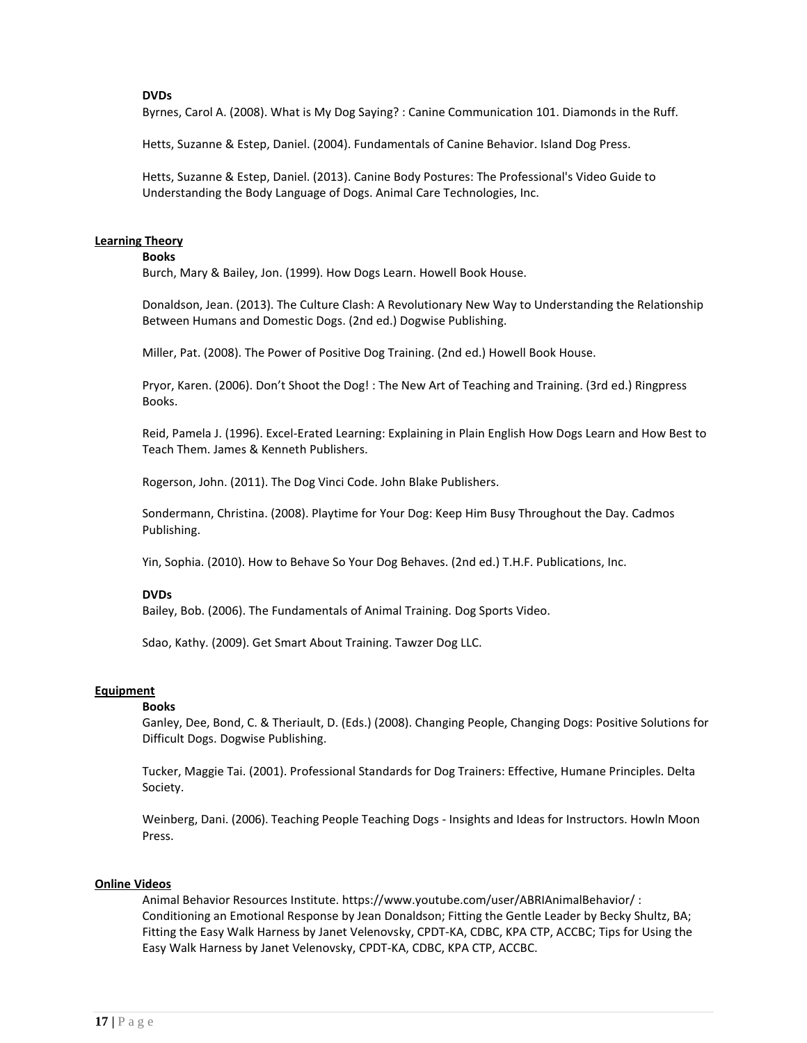**DVDs**

Byrnes, Carol A. (2008). What is My Dog Saying? : Canine Communication 101. Diamonds in the Ruff.

Hetts, Suzanne & Estep, Daniel. (2004). Fundamentals of Canine Behavior. Island Dog Press.

Hetts, Suzanne & Estep, Daniel. (2013). Canine Body Postures: The Professional's Video Guide to Understanding the Body Language of Dogs. Animal Care Technologies, Inc.

## Learning Theory

**Books**

Burch, Mary & Bailey, Jon. (1999). How Dogs Learn. Howell Book House.

Donaldson, Jean. (2013). The Culture Clash: A Revolutionary New Way to Understanding the Relationship Between Humans and Domestic Dogs. (2nd ed.) Dogwise Publishing.

Miller, Pat. (2008). The Power of Positive Dog Training. (2nd ed.) Howell Book House.

Pryor, Karen. (2006). Don't Shoot the Dog! : The New Art of Teaching and Training. (3rd ed.) Ringpress Books.

Reid, Pamela J. (1996). Excel-Erated Learning: Explaining in Plain English How Dogs Learn and How Best to Teach Them. James & Kenneth Publishers.

Rogerson, John. (2011). The Dog Vinci Code. John Blake Publishers.

Sondermann, Christina. (2008). Playtime for Your Dog: Keep Him Busy Throughout the Day. Cadmos Publishing.

Yin, Sophia. (2010). How to Behave So Your Dog Behaves. (2nd ed.) T.H.F. Publications, Inc.

**DVDs**

Bailey, Bob. (2006). The Fundamentals of Animal Training. Dog Sports Video.

Sdao, Kathy. (2009). Get Smart About Training. Tawzer Dog LLC.

## Equipment

**Books**

Ganley, Dee, Bond, C. & Theriault, D. (Eds.) (2008). Changing People, Changing Dogs: Positive Solutions for Difficult Dogs. Dogwise Publishing.

Tucker, Maggie Tai. (2001). Professional Standards for Dog Trainers: Effective, Humane Principles. Delta Society.

Weinberg, Dani. (2006). Teaching People Teaching Dogs - Insights and Ideas for Instructors. Howln Moon Press.

## Online Videos

Animal Behavior Resources Institute. https://www.youtube.com/user/ABRIAnimalBehavior/ : Conditioning an Emotional Response by Jean Donaldson; Fitting the Gentle Leader by Becky Shultz, BA; Fitting the Easy Walk Harness by Janet Velenovsky, CPDT-KA, CDBC, KPA CTP, ACCBC; Tips for Using the Easy Walk Harness by Janet Velenovsky, CPDT-KA, CDBC, KPA CTP, ACCBC.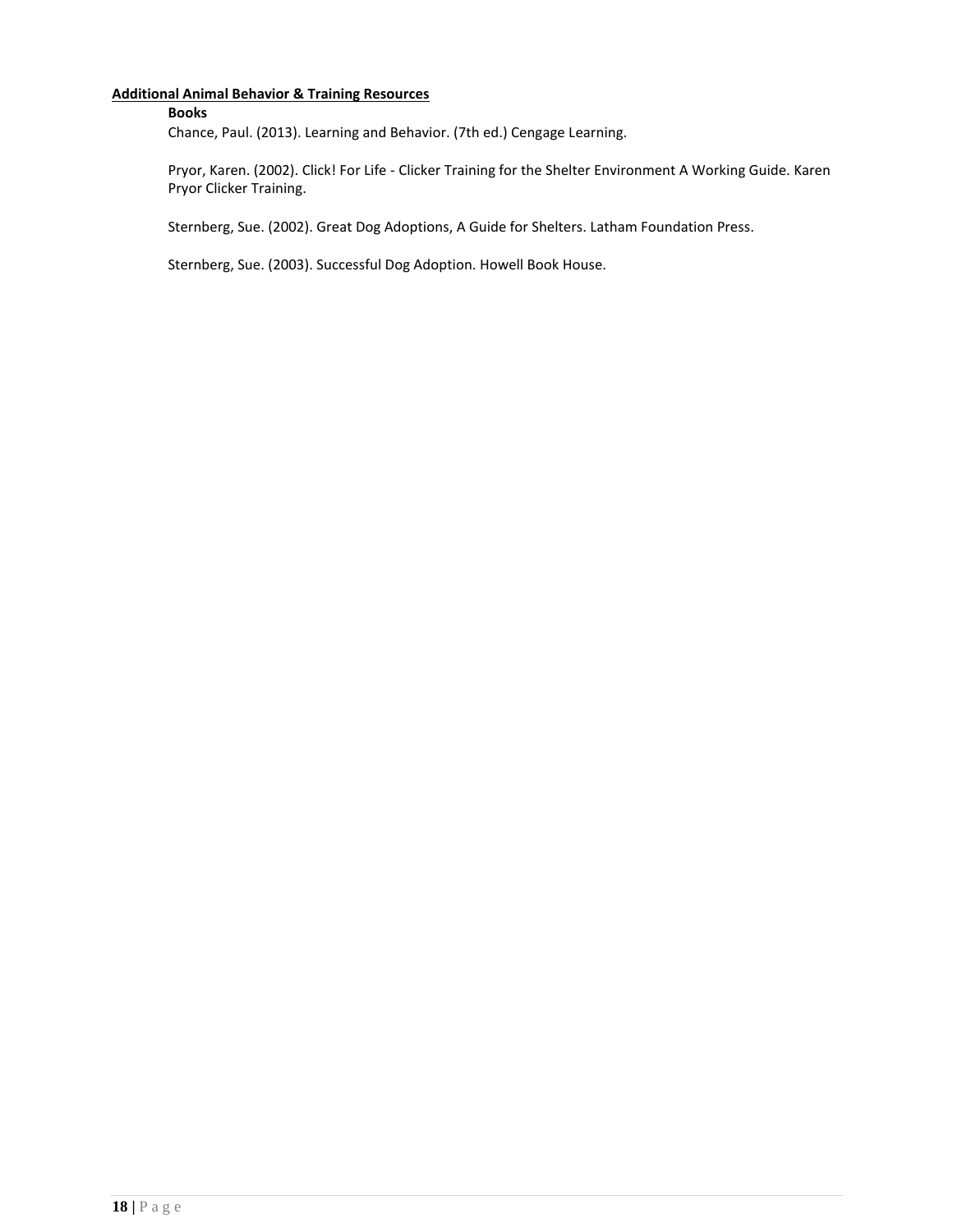## Additional Animal Behavior & Training Resources

### Books

Chance, Paul. (2013). Learning and Behavior. (7th ed.) Cengage Learning.

Pryor, Karen. (2002). Click! For Life - Clicker Training for the Shelter Environment A Working Guide. Karen Pryor Clicker Training.

Sternberg, Sue. (2002). Great Dog Adoptions, A Guide for Shelters. Latham Foundation Press.

Sternberg, Sue. (2003). Successful Dog Adoption. Howell Book House.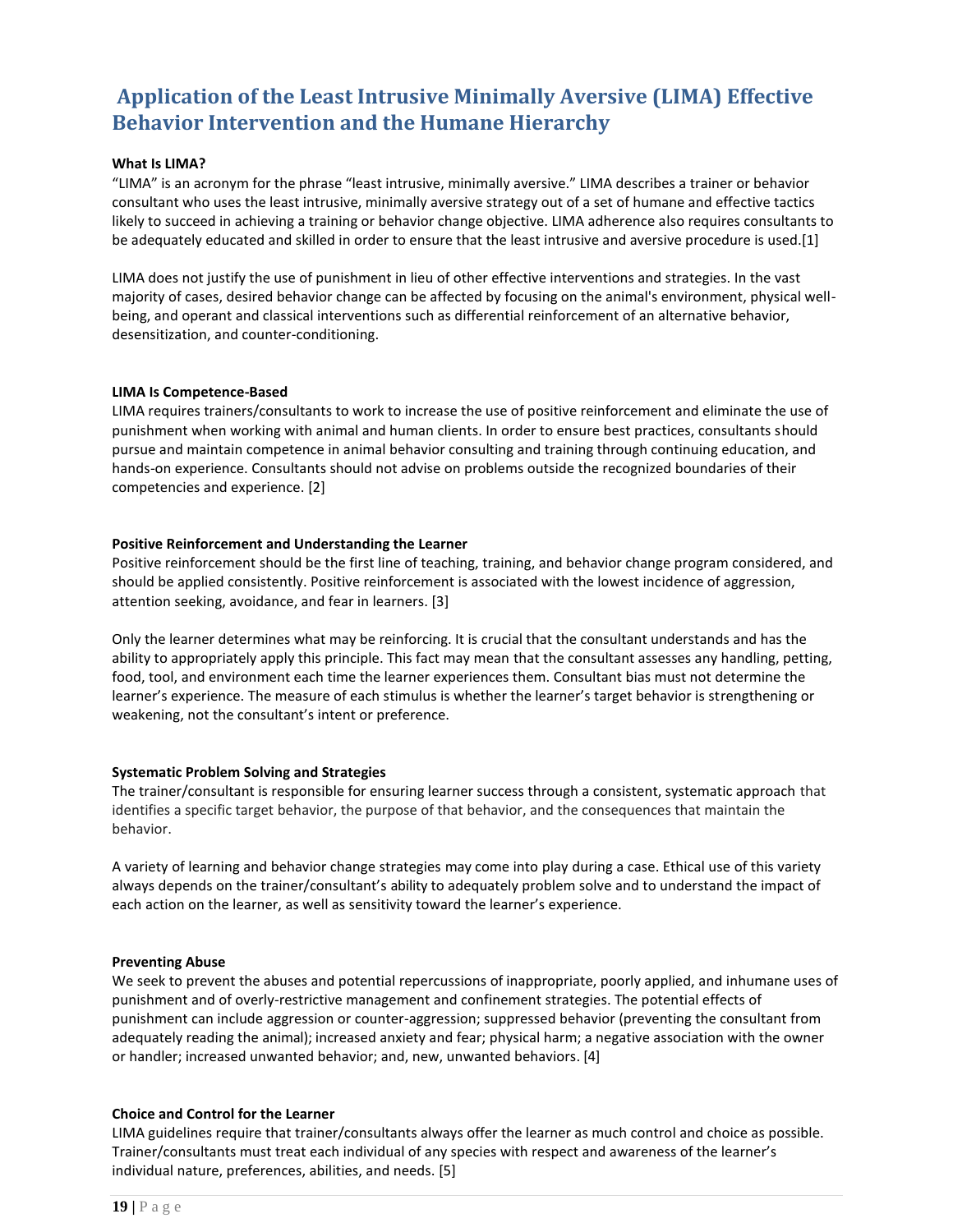# Application of the Least Intrusive Minimally Aversive (LIMA) Effective Behavior Intervention and the Humane Hierarchy

**What Is LIMA?**

"LIMA" is an acronym for the phrase "least intrusive, minimally aversive." LIMA describes a trainer or behavior consultant who uses the least intrusive, minimally aversive strategy out of a set of humane and effective tactics likely to succeed in achieving a training or behavior change objective. LIMA adherence also requires consultants to be adequately educated and skilled in order to ensure that the least intrusive and aversive procedure is used.[1]

LIMA does not justify the use of punishment in lieu of other effective interventions and strategies. In the vast majority of cases, desired behavior change can be affected by focusing on the animal's environment, physical well-being, and operant and classical interventions such as differential reinforcement of an alternative behavior, desensitization, and counter-conditioning.

**LIMA Is Competence-Based**

LIMA requires trainers/consultants to work to increase the use of positive reinforcement and eliminate the use of punishment when working with animal and human clients. In order to ensure best practices, consultants should pursue and maintain competence in animal behavior consulting and training through continuing education, and hands-on experience. Consultants should not advise on problems outside the recognized boundaries of their competencies and experience. [2]

**Positive Reinforcement and Understanding the Learner**

Positive reinforcement should be the first line of teaching, training, and behavior change program considered, and should be applied consistently. Positive reinforcement is associated with the lowest incidence of aggression, attention seeking, avoidance, and fear in learners. [3]

Only the learner determines what may be reinforcing. It is crucial that the consultant understands and has the ability to appropriately apply this principle. This fact may mean that the consultant assesses any handling, petting, food, tool, and environment each time the learner experiences them. Consultant bias must not determine the learner's experience. The measure of each stimulus is whether the learner's target behavior is strengthening or weakening, not the consultant's intent or preference.

**Systematic Problem Solving and Strategies**

The trainer/consultant is responsible for ensuring learner success through a consistent, systematic approach that identifies a specific target behavior, the purpose of that behavior, and the consequences that maintain the behavior.

A variety of learning and behavior change strategies may come into play during a case. Ethical use of this variety always depends on the trainer/consultant's ability to adequately problem solve and to understand the impact of each action on the learner, as well as sensitivity toward the learner's experience.

**Preventing Abuse**

We seek to prevent the abuses and potential repercussions of inappropriate, poorly applied, and inhumane uses of punishment and of overly-restrictive management and confinement strategies. The potential effects of punishment can include aggression or counter-aggression; suppressed behavior (preventing the consultant from adequately reading the animal); increased anxiety and fear; physical harm; a negative association with the owner or handler; increased unwanted behavior; and, new, unwanted behaviors. [4]

**Choice and Control for the Learner**

LIMA guidelines require that trainer/consultants always offer the learner as much control and choice as possible. Trainer/consultants must treat each individual of any species with respect and awareness of the learner's individual nature, preferences, abilities, and needs. [5]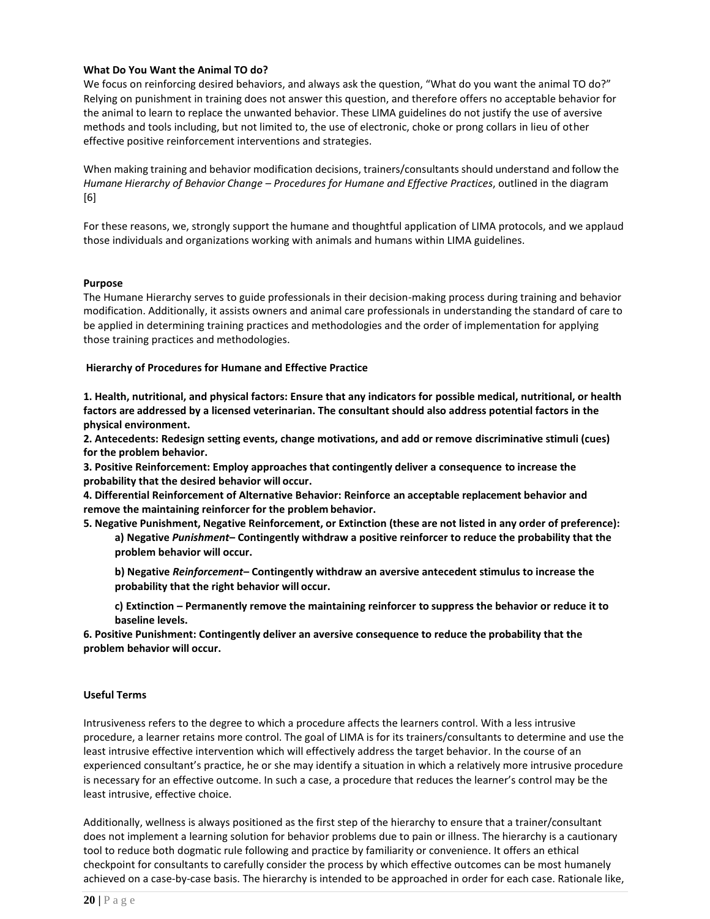**What Do You Want the Animal TO do?**

We focus on reinforcing desired behaviors, and always ask the question, "What do you want the animal TO do?" Relying on punishment in training does not answer this question, and therefore offers no acceptable behavior for the animal to learn to replace the unwanted behavior. These LIMA guidelines do not justify the use of aversive methods and tools including, but not limited to, the use of electronic, choke or prong collars in lieu of other effective positive reinforcement interventions and strategies.

When making training and behavior modification decisions, trainers/consultants should understand and follow the *Humane Hierarchy of Behavior Change – Procedures for Humane and Effective Practices*, outlined in the diagram [6]

For these reasons, we, strongly support the humane and thoughtful application of LIMA protocols, and we applaud those individuals and organizations working with animals and humans within LIMA guidelines.

**Purpose**

The Humane Hierarchy serves to guide professionals in their decision-making process during training and behavior modification. Additionally, it assists owners and animal care professionals in understanding the standard of care to be applied in determining training practices and methodologies and the order of implementation for applying those training practices and methodologies.

**Hierarchy of Procedures for Humane and Effective Practice**

**1. Health, nutritional, and physical factors: Ensure that any indicators for possible medical, nutritional, or health factors are addressed by a licensed veterinarian. The consultant should also address potential factors in the physical environment.**

**2. Antecedents: Redesign setting events, change motivations, and add or remove discriminative stimuli (cues) for the problem behavior.**

**3. Positive Reinforcement: Employ approaches that contingently deliver a consequence to increase the probability that the desired behavior will occur.**

**4. Differential Reinforcement of Alternative Behavior: Reinforce an acceptable replacement behavior and remove the maintaining reinforcer for the problem behavior.**

**5. Negative Punishment, Negative Reinforcement, or Extinction (these are not listed in any order of preference):**

> **a) Negative *Punishment*– Contingently withdraw a positive reinforcer to reduce the probability that the problem behavior will occur.**
>
> **b) Negative *Reinforcement*– Contingently withdraw an aversive antecedent stimulus to increase the probability that the right behavior will occur.**
>
> **c) Extinction – Permanently remove the maintaining reinforcer to suppress the behavior or reduce it to baseline levels.**

**6. Positive Punishment: Contingently deliver an aversive consequence to reduce the probability that the problem behavior will occur.**

**Useful Terms**

Intrusiveness refers to the degree to which a procedure affects the learners control. With a less intrusive procedure, a learner retains more control. The goal of LIMA is for its trainers/consultants to determine and use the least intrusive effective intervention which will effectively address the target behavior. In the course of an experienced consultant's practice, he or she may identify a situation in which a relatively more intrusive procedure is necessary for an effective outcome. In such a case, a procedure that reduces the learner's control may be the least intrusive, effective choice.

Additionally, wellness is always positioned as the first step of the hierarchy to ensure that a trainer/consultant does not implement a learning solution for behavior problems due to pain or illness. The hierarchy is a cautionary tool to reduce both dogmatic rule following and practice by familiarity or convenience. It offers an ethical checkpoint for consultants to carefully consider the process by which effective outcomes can be most humanely achieved on a case-by-case basis. The hierarchy is intended to be approached in order for each case. Rationale like,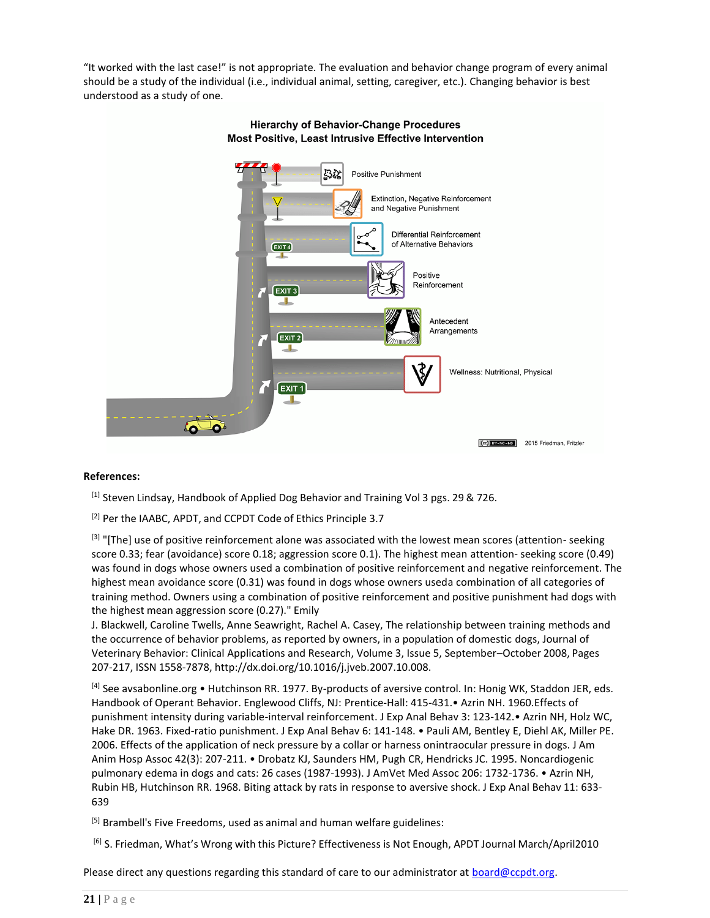"It worked with the last case!" is not appropriate. The evaluation and behavior change program of every animal should be a study of the individual (i.e., individual animal, setting, caregiver, etc.). Changing behavior is best understood as a study of one.

**Hierarchy of Behavior-Change Procedures**
**Most Positive, Least Intrusive Effective Intervention**

- Positive Punishment
- Extinction, Negative Reinforcement and Negative Punishment
- EXIT 4 — Differential Reinforcement of Alternative Behaviors
- EXIT 3 — Positive Reinforcement
- EXIT 2 — Antecedent Arrangements
- EXIT 1 — Wellness: Nutritional, Physical

2015 Friedman, Fritzler

**References:**

[1] Steven Lindsay, Handbook of Applied Dog Behavior and Training Vol 3 pgs. 29 & 726.

[2] Per the IAABC, APDT, and CCPDT Code of Ethics Principle 3.7

[3] "[The] use of positive reinforcement alone was associated with the lowest mean scores (attention- seeking score 0.33; fear (avoidance) score 0.18; aggression score 0.1). The highest mean attention- seeking score (0.49) was found in dogs whose owners used a combination of positive reinforcement and negative reinforcement. The highest mean avoidance score (0.31) was found in dogs whose owners useda combination of all categories of training method. Owners using a combination of positive reinforcement and positive punishment had dogs with the highest mean aggression score (0.27)." Emily J. Blackwell, Caroline Twells, Anne Seawright, Rachel A. Casey, The relationship between training methods and the occurrence of behavior problems, as reported by owners, in a population of domestic dogs, Journal of Veterinary Behavior: Clinical Applications and Research, Volume 3, Issue 5, September–October 2008, Pages 207-217, ISSN 1558-7878, http://dx.doi.org/10.1016/j.jveb.2007.10.008.

[4] See avsabonline.org • Hutchinson RR. 1977. By-products of aversive control. In: Honig WK, Staddon JER, eds. Handbook of Operant Behavior. Englewood Cliffs, NJ: Prentice-Hall: 415-431.• Azrin NH. 1960.Effects of punishment intensity during variable-interval reinforcement. J Exp Anal Behav 3: 123-142.• Azrin NH, Holz WC, Hake DR. 1963. Fixed-ratio punishment. J Exp Anal Behav 6: 141-148. • Pauli AM, Bentley E, Diehl AK, Miller PE. 2006. Effects of the application of neck pressure by a collar or harness onintraocular pressure in dogs. J Am Anim Hosp Assoc 42(3): 207-211. • Drobatz KJ, Saunders HM, Pugh CR, Hendricks JC. 1995. Noncardiogenic pulmonary edema in dogs and cats: 26 cases (1987-1993). J AmVet Med Assoc 206: 1732-1736. • Azrin NH, Rubin HB, Hutchinson RR. 1968. Biting attack by rats in response to aversive shock. J Exp Anal Behav 11: 633-639

[5] Brambell's Five Freedoms, used as animal and human welfare guidelines:

[6] S. Friedman, What's Wrong with this Picture? Effectiveness is Not Enough, APDT Journal March/April2010

Please direct any questions regarding this standard of care to our administrator at board@ccpdt.org.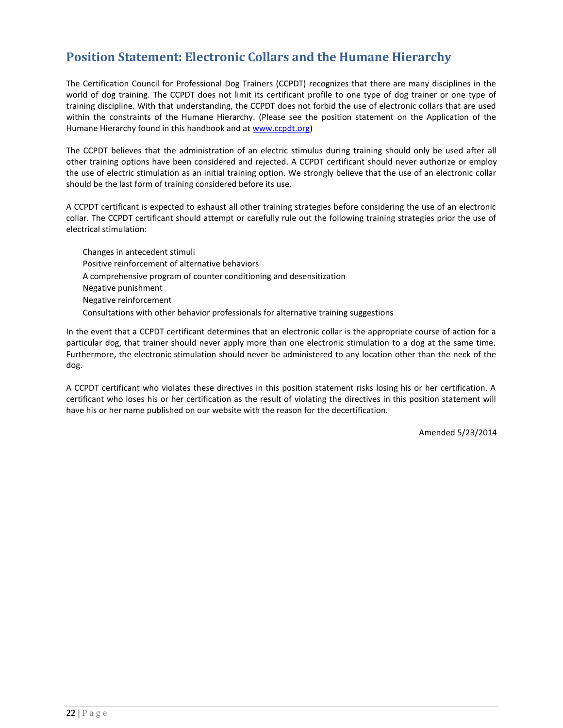## Position Statement: Electronic Collars and the Humane Hierarchy

The Certification Council for Professional Dog Trainers (CCPDT) recognizes that there are many disciplines in the world of dog training. The CCPDT does not limit its certificant profile to one type of dog trainer or one type of training discipline. With that understanding, the CCPDT does not forbid the use of electronic collars that are used within the constraints of the Humane Hierarchy. (Please see the position statement on the Application of the Humane Hierarchy found in this handbook and at [www.ccpdt.org](http://www.ccpdt.org))

The CCPDT believes that the administration of an electric stimulus during training should only be used after all other training options have been considered and rejected. A CCPDT certificant should never authorize or employ the use of electric stimulation as an initial training option. We strongly believe that the use of an electronic collar should be the last form of training considered before its use.

A CCPDT certificant is expected to exhaust all other training strategies before considering the use of an electronic collar. The CCPDT certificant should attempt or carefully rule out the following training strategies prior the use of electrical stimulation:

- Changes in antecedent stimuli
- Positive reinforcement of alternative behaviors
- A comprehensive program of counter conditioning and desensitization
- Negative punishment
- Negative reinforcement
- Consultations with other behavior professionals for alternative training suggestions

In the event that a CCPDT certificant determines that an electronic collar is the appropriate course of action for a particular dog, that trainer should never apply more than one electronic stimulation to a dog at the same time. Furthermore, the electronic stimulation should never be administered to any location other than the neck of the dog.

A CCPDT certificant who violates these directives in this position statement risks losing his or her certification. A certificant who loses his or her certification as the result of violating the directives in this position statement will have his or her name published on our website with the reason for the decertification.

Amended 5/23/2014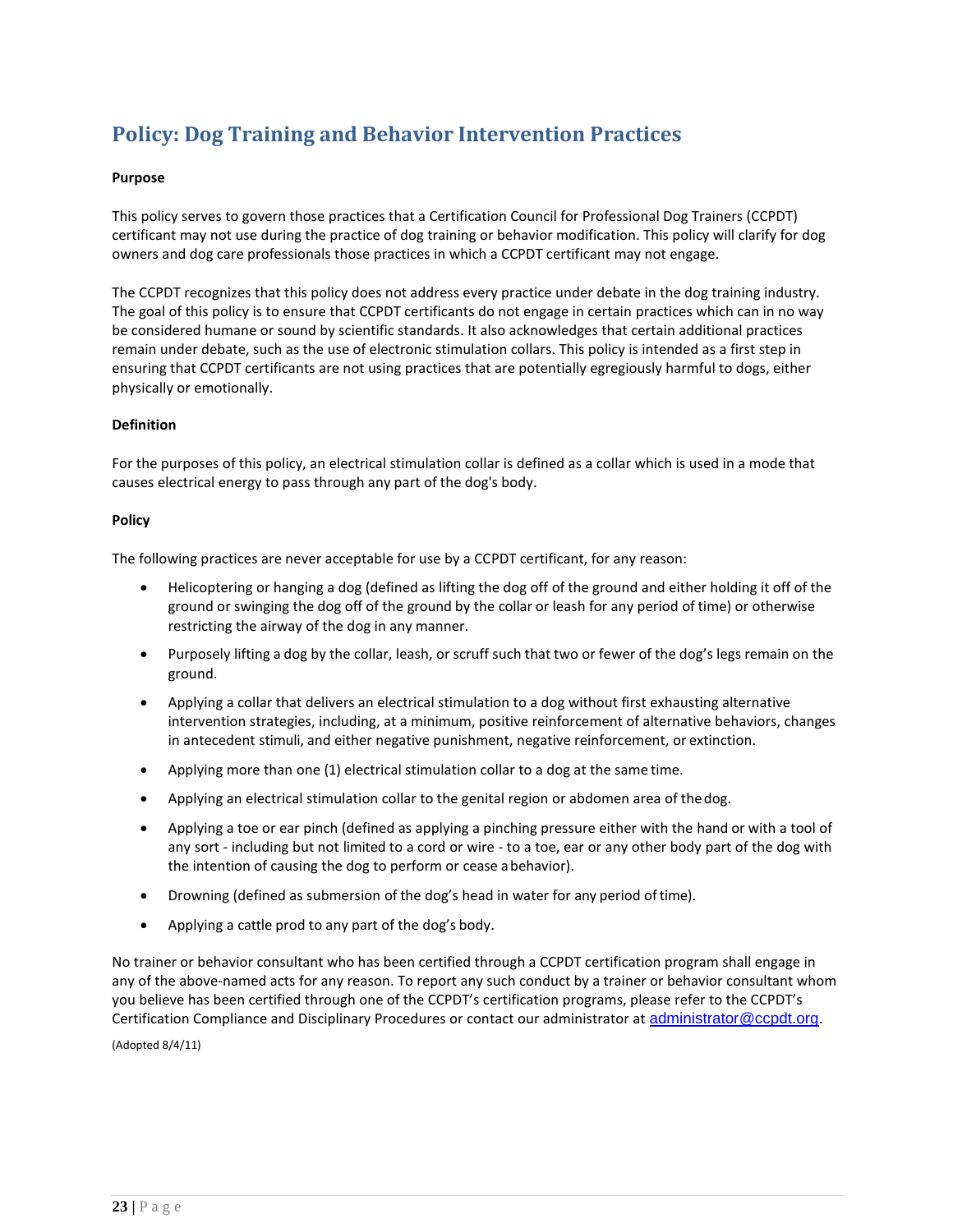# Policy: Dog Training and Behavior Intervention Practices

**Purpose**

This policy serves to govern those practices that a Certification Council for Professional Dog Trainers (CCPDT) certificant may not use during the practice of dog training or behavior modification. This policy will clarify for dog owners and dog care professionals those practices in which a CCPDT certificant may not engage.

The CCPDT recognizes that this policy does not address every practice under debate in the dog training industry. The goal of this policy is to ensure that CCPDT certificants do not engage in certain practices which can in no way be considered humane or sound by scientific standards. It also acknowledges that certain additional practices remain under debate, such as the use of electronic stimulation collars. This policy is intended as a first step in ensuring that CCPDT certificants are not using practices that are potentially egregiously harmful to dogs, either physically or emotionally.

**Definition**

For the purposes of this policy, an electrical stimulation collar is defined as a collar which is used in a mode that causes electrical energy to pass through any part of the dog's body.

**Policy**

The following practices are never acceptable for use by a CCPDT certificant, for any reason:

- Helicoptering or hanging a dog (defined as lifting the dog off of the ground and either holding it off of the ground or swinging the dog off of the ground by the collar or leash for any period of time) or otherwise restricting the airway of the dog in any manner.
- Purposely lifting a dog by the collar, leash, or scruff such that two or fewer of the dog's legs remain on the ground.
- Applying a collar that delivers an electrical stimulation to a dog without first exhausting alternative intervention strategies, including, at a minimum, positive reinforcement of alternative behaviors, changes in antecedent stimuli, and either negative punishment, negative reinforcement, or extinction.
- Applying more than one (1) electrical stimulation collar to a dog at the same time.
- Applying an electrical stimulation collar to the genital region or abdomen area of the dog.
- Applying a toe or ear pinch (defined as applying a pinching pressure either with the hand or with a tool of any sort - including but not limited to a cord or wire - to a toe, ear or any other body part of the dog with the intention of causing the dog to perform or cease a behavior).
- Drowning (defined as submersion of the dog's head in water for any period of time).
- Applying a cattle prod to any part of the dog's body.

No trainer or behavior consultant who has been certified through a CCPDT certification program shall engage in any of the above-named acts for any reason. To report any such conduct by a trainer or behavior consultant whom you believe has been certified through one of the CCPDT's certification programs, please refer to the CCPDT's Certification Compliance and Disciplinary Procedures or contact our administrator at administrator@ccpdt.org.

(Adopted 8/4/11)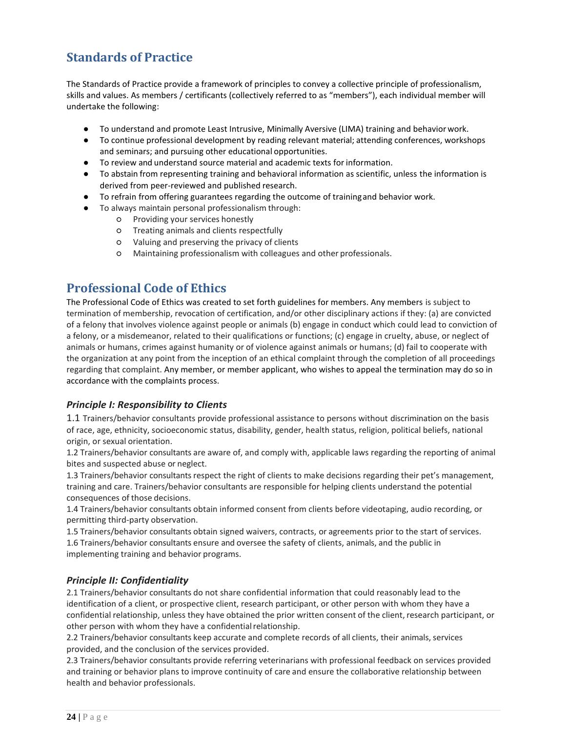## Standards of Practice

The Standards of Practice provide a framework of principles to convey a collective principle of professionalism, skills and values. As members / certificants (collectively referred to as "members"), each individual member will undertake the following:

- To understand and promote Least Intrusive, Minimally Aversive (LIMA) training and behavior work.
- To continue professional development by reading relevant material; attending conferences, workshops and seminars; and pursuing other educational opportunities.
- To review and understand source material and academic texts for information.
- To abstain from representing training and behavioral information as scientific, unless the information is derived from peer-reviewed and published research.
- To refrain from offering guarantees regarding the outcome of training and behavior work.
- To always maintain personal professionalism through:
  - Providing your services honestly
  - Treating animals and clients respectfully
  - Valuing and preserving the privacy of clients
  - Maintaining professionalism with colleagues and other professionals.

## Professional Code of Ethics

The Professional Code of Ethics was created to set forth guidelines for members. Any members is subject to termination of membership, revocation of certification, and/or other disciplinary actions if they: (a) are convicted of a felony that involves violence against people or animals (b) engage in conduct which could lead to conviction of a felony, or a misdemeanor, related to their qualifications or functions; (c) engage in cruelty, abuse, or neglect of animals or humans, crimes against humanity or of violence against animals or humans; (d) fail to cooperate with the organization at any point from the inception of an ethical complaint through the completion of all proceedings regarding that complaint. Any member, or member applicant, who wishes to appeal the termination may do so in accordance with the complaints process.

### *Principle I: Responsibility to Clients*

1.1 Trainers/behavior consultants provide professional assistance to persons without discrimination on the basis of race, age, ethnicity, socioeconomic status, disability, gender, health status, religion, political beliefs, national origin, or sexual orientation.
1.2 Trainers/behavior consultants are aware of, and comply with, applicable laws regarding the reporting of animal bites and suspected abuse or neglect.
1.3 Trainers/behavior consultants respect the right of clients to make decisions regarding their pet's management, training and care. Trainers/behavior consultants are responsible for helping clients understand the potential consequences of those decisions.
1.4 Trainers/behavior consultants obtain informed consent from clients before videotaping, audio recording, or permitting third-party observation.
1.5 Trainers/behavior consultants obtain signed waivers, contracts, or agreements prior to the start of services.
1.6 Trainers/behavior consultants ensure and oversee the safety of clients, animals, and the public in implementing training and behavior programs.

### *Principle II: Confidentiality*

2.1 Trainers/behavior consultants do not share confidential information that could reasonably lead to the identification of a client, or prospective client, research participant, or other person with whom they have a confidential relationship, unless they have obtained the prior written consent of the client, research participant, or other person with whom they have a confidential relationship.
2.2 Trainers/behavior consultants keep accurate and complete records of all clients, their animals, services provided, and the conclusion of the services provided.
2.3 Trainers/behavior consultants provide referring veterinarians with professional feedback on services provided and training or behavior plans to improve continuity of care and ensure the collaborative relationship between health and behavior professionals.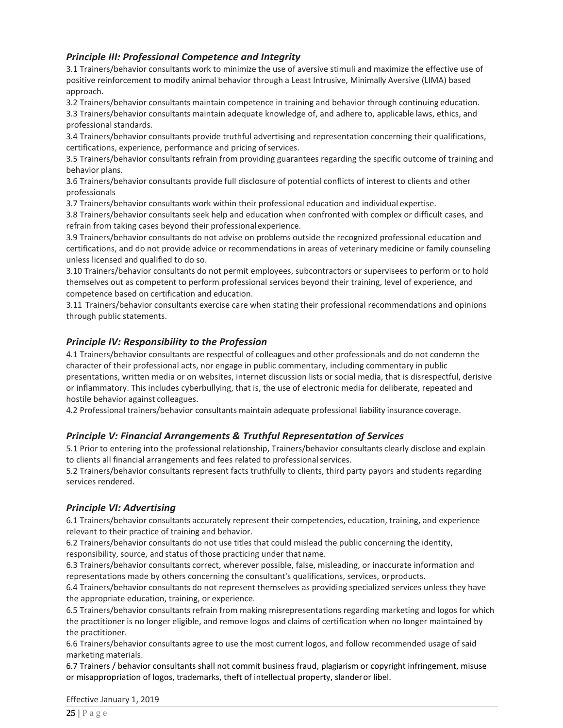### *Principle III: Professional Competence and Integrity*

3.1 Trainers/behavior consultants work to minimize the use of aversive stimuli and maximize the effective use of positive reinforcement to modify animal behavior through a Least Intrusive, Minimally Aversive (LIMA) based approach.

3.2 Trainers/behavior consultants maintain competence in training and behavior through continuing education.

3.3 Trainers/behavior consultants maintain adequate knowledge of, and adhere to, applicable laws, ethics, and professional standards.

3.4 Trainers/behavior consultants provide truthful advertising and representation concerning their qualifications, certifications, experience, performance and pricing of services.

3.5 Trainers/behavior consultants refrain from providing guarantees regarding the specific outcome of training and behavior plans.

3.6 Trainers/behavior consultants provide full disclosure of potential conflicts of interest to clients and other professionals

3.7 Trainers/behavior consultants work within their professional education and individual expertise.

3.8 Trainers/behavior consultants seek help and education when confronted with complex or difficult cases, and refrain from taking cases beyond their professional experience.

3.9 Trainers/behavior consultants do not advise on problems outside the recognized professional education and certifications, and do not provide advice or recommendations in areas of veterinary medicine or family counseling unless licensed and qualified to do so.

3.10 Trainers/behavior consultants do not permit employees, subcontractors or supervisees to perform or to hold themselves out as competent to perform professional services beyond their training, level of experience, and competence based on certification and education.

3.11 Trainers/behavior consultants exercise care when stating their professional recommendations and opinions through public statements.

### *Principle IV: Responsibility to the Profession*

4.1 Trainers/behavior consultants are respectful of colleagues and other professionals and do not condemn the character of their professional acts, nor engage in public commentary, including commentary in public presentations, written media or on websites, internet discussion lists or social media, that is disrespectful, derisive or inflammatory. This includes cyberbullying, that is, the use of electronic media for deliberate, repeated and hostile behavior against colleagues.

4.2 Professional trainers/behavior consultants maintain adequate professional liability insurance coverage.

### *Principle V: Financial Arrangements & Truthful Representation of Services*

5.1 Prior to entering into the professional relationship, Trainers/behavior consultants clearly disclose and explain to clients all financial arrangements and fees related to professional services.

5.2 Trainers/behavior consultants represent facts truthfully to clients, third party payors and students regarding services rendered.

### *Principle VI: Advertising*

6.1 Trainers/behavior consultants accurately represent their competencies, education, training, and experience relevant to their practice of training and behavior.

6.2 Trainers/behavior consultants do not use titles that could mislead the public concerning the identity, responsibility, source, and status of those practicing under that name.

6.3 Trainers/behavior consultants correct, wherever possible, false, misleading, or inaccurate information and representations made by others concerning the consultant's qualifications, services, or products.

6.4 Trainers/behavior consultants do not represent themselves as providing specialized services unless they have the appropriate education, training, or experience.

6.5 Trainers/behavior consultants refrain from making misrepresentations regarding marketing and logos for which the practitioner is no longer eligible, and remove logos and claims of certification when no longer maintained by the practitioner.

6.6 Trainers/behavior consultants agree to use the most current logos, and follow recommended usage of said marketing materials.

6.7 Trainers / behavior consultants shall not commit business fraud, plagiarism or copyright infringement, misuse or misappropriation of logos, trademarks, theft of intellectual property, slander or libel.

Effective January 1, 2019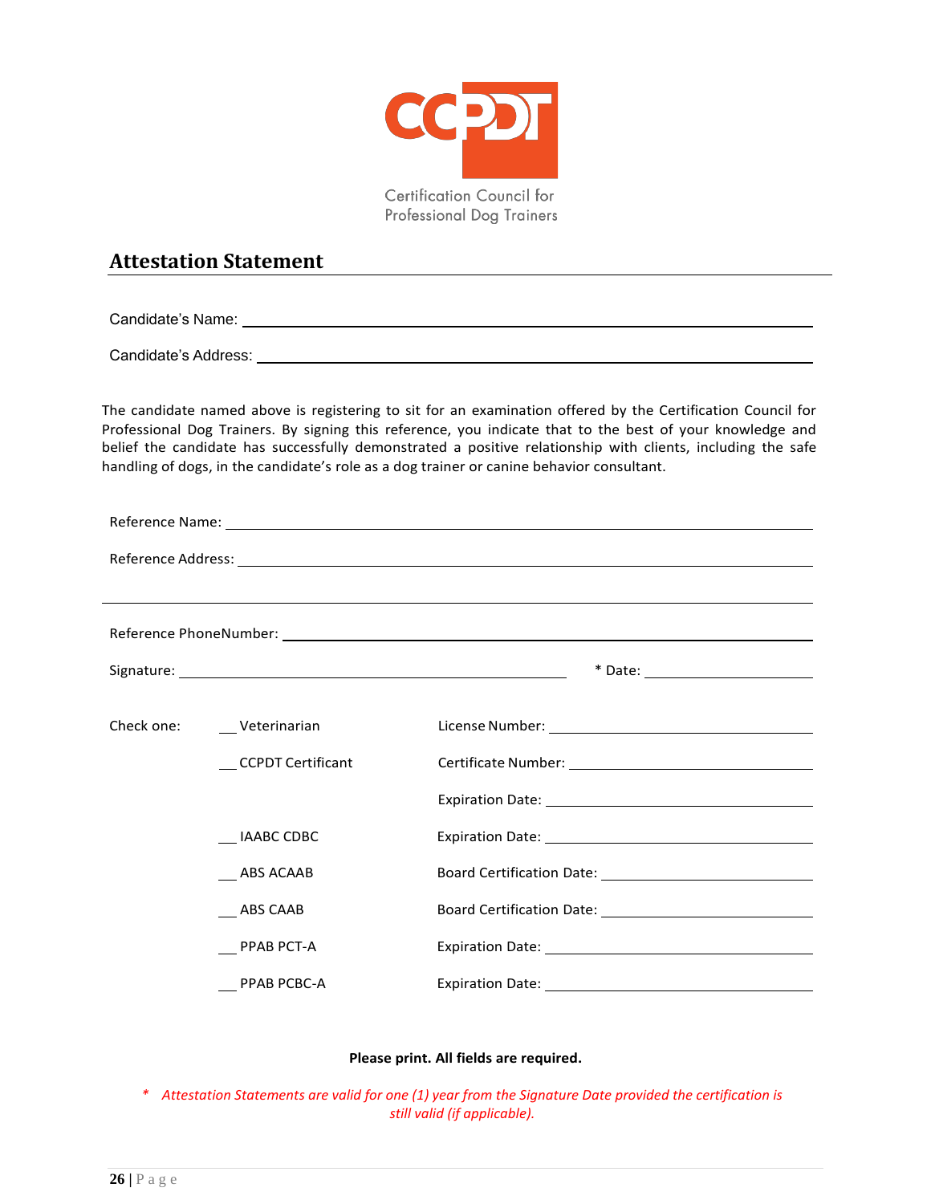CCPDT

Certification Council for Professional Dog Trainers

## Attestation Statement

Candidate's Name: ______________________________

Candidate's Address: ______________________________

The candidate named above is registering to sit for an examination offered by the Certification Council for Professional Dog Trainers. By signing this reference, you indicate that to the best of your knowledge and belief the candidate has successfully demonstrated a positive relationship with clients, including the safe handling of dogs, in the candidate's role as a dog trainer or canine behavior consultant.

Reference Name: ______________________________

Reference Address: ______________________________

______________________________

Reference PhoneNumber: ______________________________

Signature: ______________________________ * Date: ______________

| | | |
|---|---|---|
| Check one: | __ Veterinarian | License Number: ______________ |
| | __ CCPDT Certificant | Certificate Number: ______________ |
| | | Expiration Date: ______________ |
| | __ IAABC CDBC | Expiration Date: ______________ |
| | __ ABS ACAAB | Board Certification Date: ______________ |
| | __ ABS CAAB | Board Certification Date: ______________ |
| | __ PPAB PCT-A | Expiration Date: ______________ |
| | __ PPAB PCBC-A | Expiration Date: ______________ |

**Please print. All fields are required.**

*\* Attestation Statements are valid for one (1) year from the Signature Date provided the certification is still valid (if applicable).*